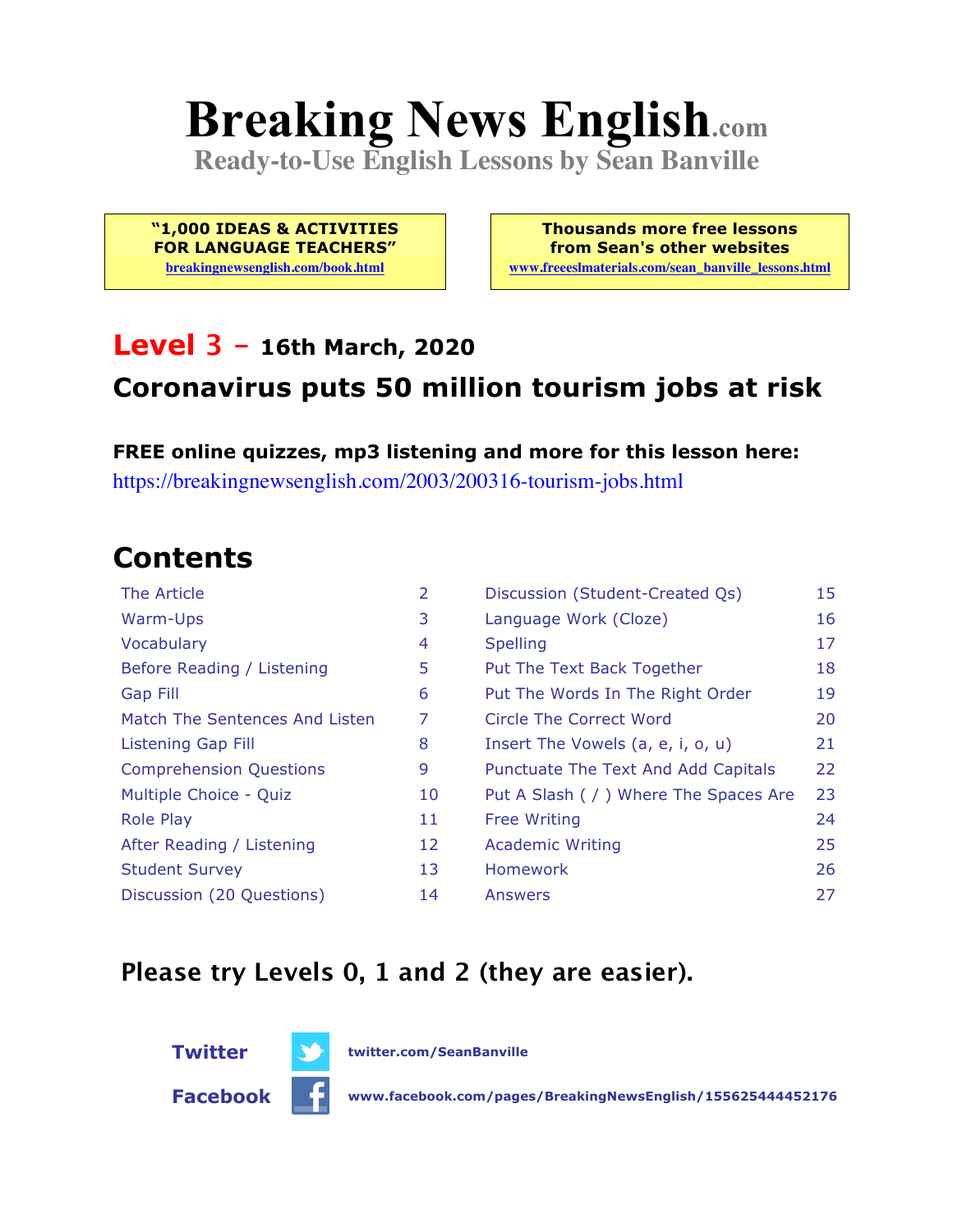# Breaking News English.com

**Ready-to-Use English Lessons by Sean Banville**

**"1,000 IDEAS & ACTIVITIES FOR LANGUAGE TEACHERS"**
breakingnewsenglish.com/book.html

**Thousands more free lessons from Sean's other websites**
www.freeeslmaterials.com/sean_banville_lessons.html

## Level 3 – 16th March, 2020

## Coronavirus puts 50 million tourism jobs at risk

**FREE online quizzes, mp3 listening and more for this lesson here:**
https://breakingnewsenglish.com/2003/200316-tourism-jobs.html

## Contents

| | | | |
|---|---|---|---|
| The Article | 2 | Discussion (Student-Created Qs) | 15 |
| Warm-Ups | 3 | Language Work (Cloze) | 16 |
| Vocabulary | 4 | Spelling | 17 |
| Before Reading / Listening | 5 | Put The Text Back Together | 18 |
| Gap Fill | 6 | Put The Words In The Right Order | 19 |
| Match The Sentences And Listen | 7 | Circle The Correct Word | 20 |
| Listening Gap Fill | 8 | Insert The Vowels (a, e, i, o, u) | 21 |
| Comprehension Questions | 9 | Punctuate The Text And Add Capitals | 22 |
| Multiple Choice - Quiz | 10 | Put A Slash ( / ) Where The Spaces Are | 23 |
| Role Play | 11 | Free Writing | 24 |
| After Reading / Listening | 12 | Academic Writing | 25 |
| Student Survey | 13 | Homework | 26 |
| Discussion (20 Questions) | 14 | Answers | 27 |

### Please try Levels 0, 1 and 2 (they are easier).

**Twitter** twitter.com/SeanBanville

**Facebook** www.facebook.com/pages/BreakingNewsEnglish/155625444452176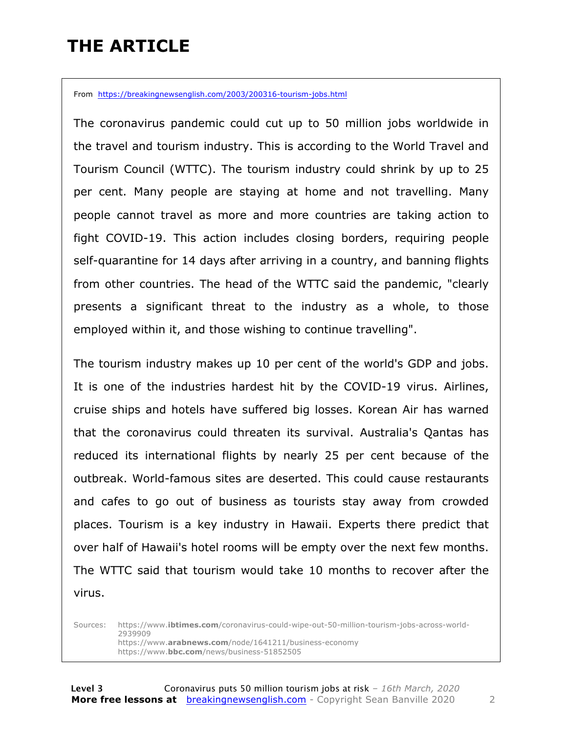# THE ARTICLE

From https://breakingnewsenglish.com/2003/200316-tourism-jobs.html

The coronavirus pandemic could cut up to 50 million jobs worldwide in the travel and tourism industry. This is according to the World Travel and Tourism Council (WTTC). The tourism industry could shrink by up to 25 per cent. Many people are staying at home and not travelling. Many people cannot travel as more and more countries are taking action to fight COVID-19. This action includes closing borders, requiring people self-quarantine for 14 days after arriving in a country, and banning flights from other countries. The head of the WTTC said the pandemic, "clearly presents a significant threat to the industry as a whole, to those employed within it, and those wishing to continue travelling".

The tourism industry makes up 10 per cent of the world's GDP and jobs. It is one of the industries hardest hit by the COVID-19 virus. Airlines, cruise ships and hotels have suffered big losses. Korean Air has warned that the coronavirus could threaten its survival. Australia's Qantas has reduced its international flights by nearly 25 per cent because of the outbreak. World-famous sites are deserted. This could cause restaurants and cafes to go out of business as tourists stay away from crowded places. Tourism is a key industry in Hawaii. Experts there predict that over half of Hawaii's hotel rooms will be empty over the next few months. The WTTC said that tourism would take 10 months to recover after the virus.

Sources:
https://www.**ibtimes.com**/coronavirus-could-wipe-out-50-million-tourism-jobs-across-world-2939909
https://www.**arabnews.com**/node/1641211/business-economy
https://www.**bbc.com**/news/business-51852505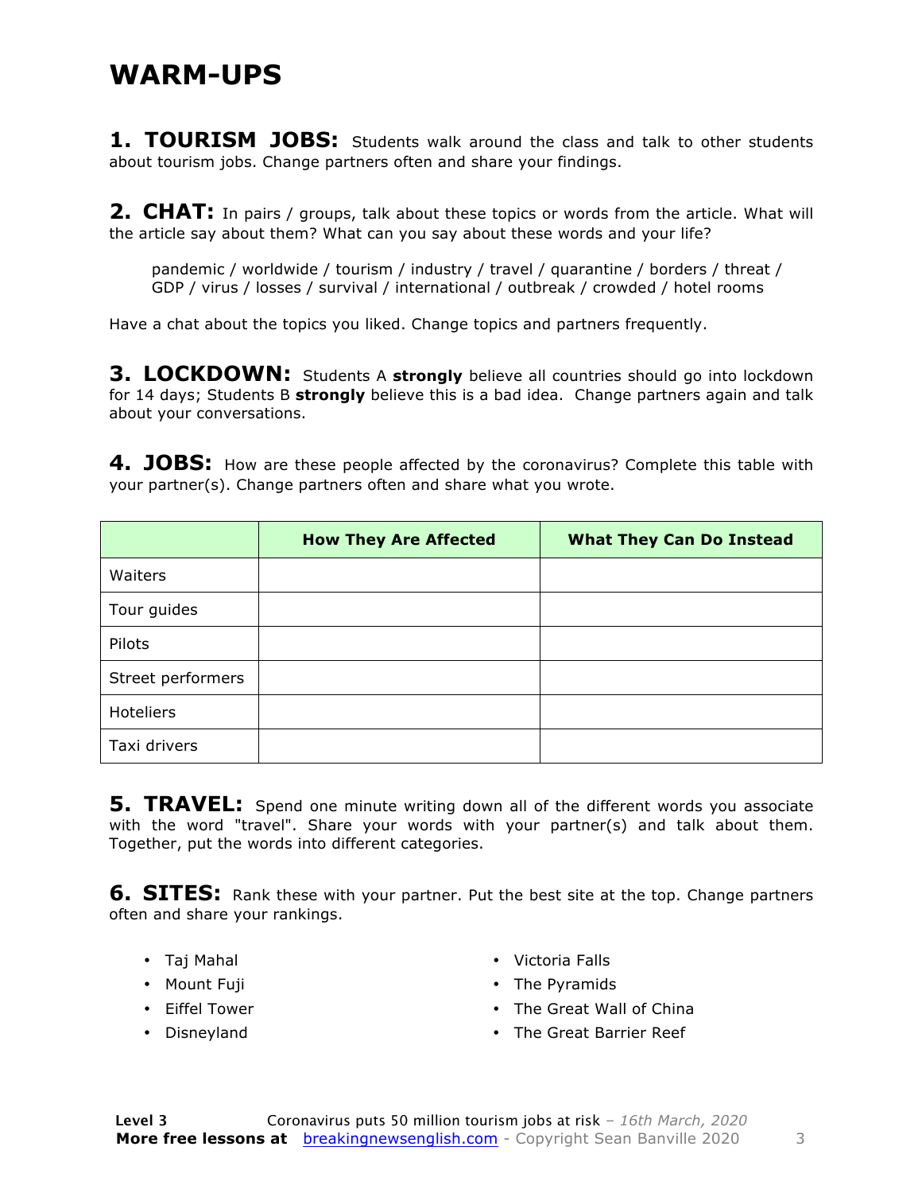# WARM-UPS

**1. TOURISM JOBS:** Students walk around the class and talk to other students about tourism jobs. Change partners often and share your findings.

**2. CHAT:** In pairs / groups, talk about these topics or words from the article. What will the article say about them? What can you say about these words and your life?

> pandemic / worldwide / tourism / industry / travel / quarantine / borders / threat / GDP / virus / losses / survival / international / outbreak / crowded / hotel rooms

Have a chat about the topics you liked. Change topics and partners frequently.

**3. LOCKDOWN:** Students A **strongly** believe all countries should go into lockdown for 14 days; Students B **strongly** believe this is a bad idea. Change partners again and talk about your conversations.

**4. JOBS:** How are these people affected by the coronavirus? Complete this table with your partner(s). Change partners often and share what you wrote.

| | How They Are Affected | What They Can Do Instead |
|---|---|---|
| Waiters | | |
| Tour guides | | |
| Pilots | | |
| Street performers | | |
| Hoteliers | | |
| Taxi drivers | | |

**5. TRAVEL:** Spend one minute writing down all of the different words you associate with the word "travel". Share your words with your partner(s) and talk about them. Together, put the words into different categories.

**6. SITES:** Rank these with your partner. Put the best site at the top. Change partners often and share your rankings.

- Taj Mahal
- Mount Fuji
- Eiffel Tower
- Disneyland
- Victoria Falls
- The Pyramids
- The Great Wall of China
- The Great Barrier Reef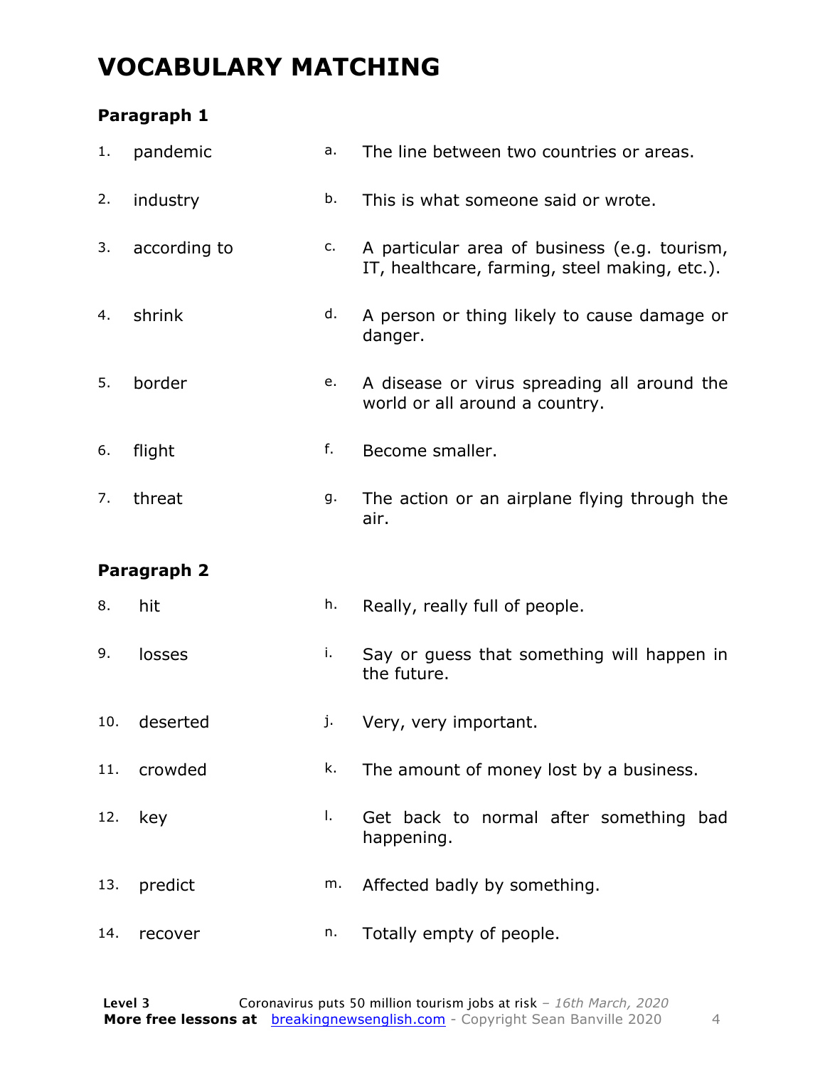# VOCABULARY MATCHING

### Paragraph 1

| | | | |
|---|---|---|---|
| 1. | pandemic | a. | The line between two countries or areas. |
| 2. | industry | b. | This is what someone said or wrote. |
| 3. | according to | c. | A particular area of business (e.g. tourism, IT, healthcare, farming, steel making, etc.). |
| 4. | shrink | d. | A person or thing likely to cause damage or danger. |
| 5. | border | e. | A disease or virus spreading all around the world or all around a country. |
| 6. | flight | f. | Become smaller. |
| 7. | threat | g. | The action or an airplane flying through the air. |

### Paragraph 2

| | | | |
|---|---|---|---|
| 8. | hit | h. | Really, really full of people. |
| 9. | losses | i. | Say or guess that something will happen in the future. |
| 10. | deserted | j. | Very, very important. |
| 11. | crowded | k. | The amount of money lost by a business. |
| 12. | key | l. | Get back to normal after something bad happening. |
| 13. | predict | m. | Affected badly by something. |
| 14. | recover | n. | Totally empty of people. |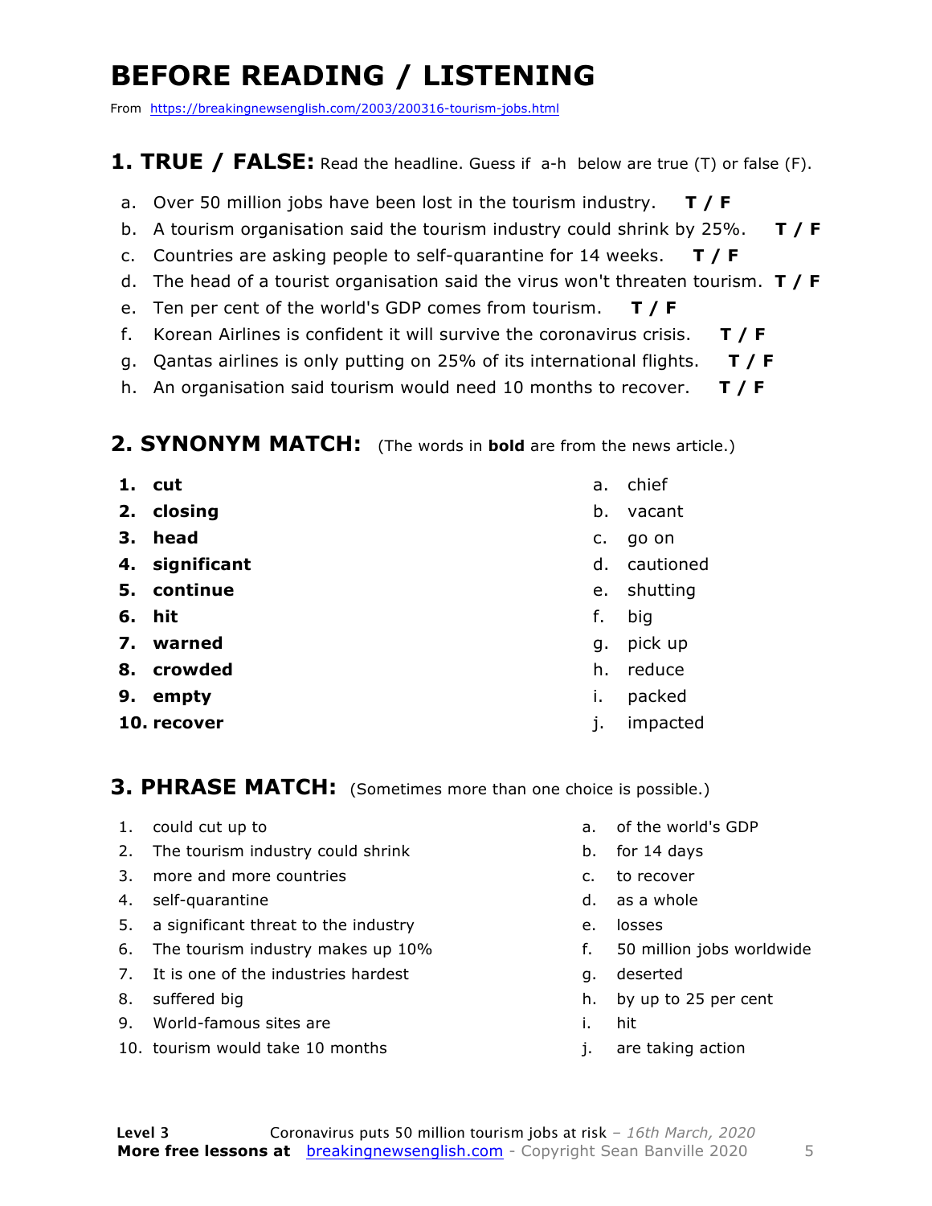# BEFORE READING / LISTENING

From https://breakingnewsenglish.com/2003/200316-tourism-jobs.html

## 1. TRUE / FALSE: Read the headline. Guess if a-h below are true (T) or false (F).

a. Over 50 million jobs have been lost in the tourism industry. **T / F**
b. A tourism organisation said the tourism industry could shrink by 25%. **T / F**
c. Countries are asking people to self-quarantine for 14 weeks. **T / F**
d. The head of a tourist organisation said the virus won't threaten tourism. **T / F**
e. Ten per cent of the world's GDP comes from tourism. **T / F**
f. Korean Airlines is confident it will survive the coronavirus crisis. **T / F**
g. Qantas airlines is only putting on 25% of its international flights. **T / F**
h. An organisation said tourism would need 10 months to recover. **T / F**

## 2. SYNONYM MATCH: (The words in **bold** are from the news article.)

1. **cut**
2. **closing**
3. **head**
4. **significant**
5. **continue**
6. **hit**
7. **warned**
8. **crowded**
9. **empty**
10. **recover**

a. chief
b. vacant
c. go on
d. cautioned
e. shutting
f. big
g. pick up
h. reduce
i. packed
j. impacted

## 3. PHRASE MATCH: (Sometimes more than one choice is possible.)

1. could cut up to
2. The tourism industry could shrink
3. more and more countries
4. self-quarantine
5. a significant threat to the industry
6. The tourism industry makes up 10%
7. It is one of the industries hardest
8. suffered big
9. World-famous sites are
10. tourism would take 10 months

a. of the world's GDP
b. for 14 days
c. to recover
d. as a whole
e. losses
f. 50 million jobs worldwide
g. deserted
h. by up to 25 per cent
i. hit
j. are taking action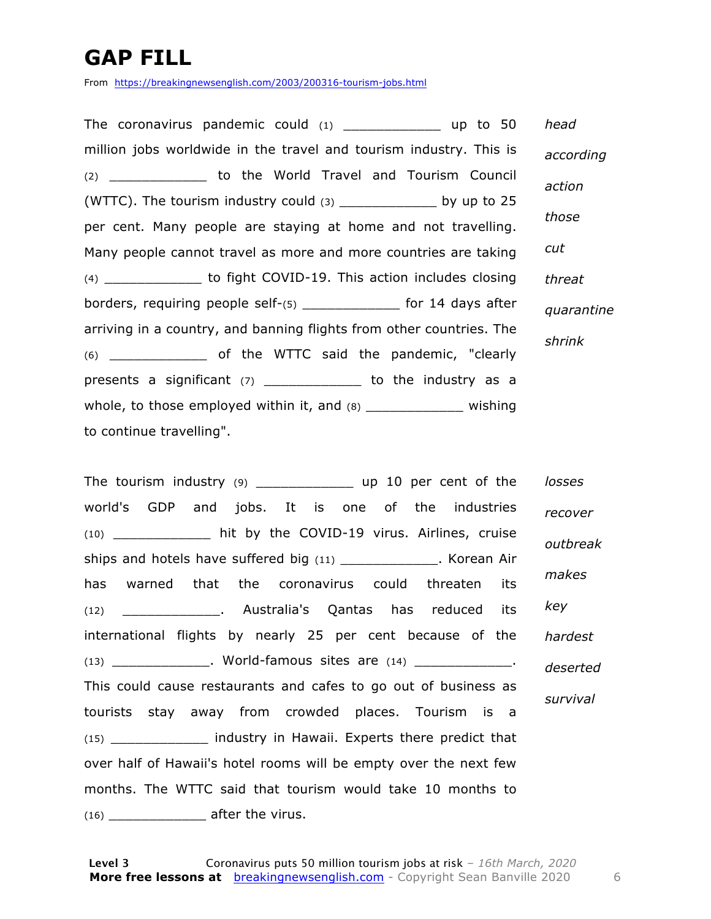# GAP FILL

From https://breakingnewsenglish.com/2003/200316-tourism-jobs.html

The coronavirus pandemic could (1) ____________ up to 50 million jobs worldwide in the travel and tourism industry. This is (2) ____________ to the World Travel and Tourism Council (WTTC). The tourism industry could (3) ____________ by up to 25 per cent. Many people are staying at home and not travelling. Many people cannot travel as more and more countries are taking (4) ____________ to fight COVID-19. This action includes closing borders, requiring people self-(5) ____________ for 14 days after arriving in a country, and banning flights from other countries. The (6) ____________ of the WTTC said the pandemic, "clearly presents a significant (7) ____________ to the industry as a whole, to those employed within it, and (8) ____________ wishing to continue travelling".

*head*
*according*
*action*
*those*
*cut*
*threat*
*quarantine*
*shrink*

The tourism industry (9) ____________ up 10 per cent of the world's GDP and jobs. It is one of the industries (10) ____________ hit by the COVID-19 virus. Airlines, cruise ships and hotels have suffered big (11) ____________. Korean Air has warned that the coronavirus could threaten its (12) ____________. Australia's Qantas has reduced its international flights by nearly 25 per cent because of the (13) ____________. World-famous sites are (14) ____________. This could cause restaurants and cafes to go out of business as tourists stay away from crowded places. Tourism is a (15) ____________ industry in Hawaii. Experts there predict that over half of Hawaii's hotel rooms will be empty over the next few months. The WTTC said that tourism would take 10 months to (16) ____________ after the virus.

*losses*
*recover*
*outbreak*
*makes*
*key*
*hardest*
*deserted*
*survival*

**Level 3** Coronavirus puts 50 million tourism jobs at risk – *16th March, 2020*
**More free lessons at** breakingnewsenglish.com - Copyright Sean Banville 2020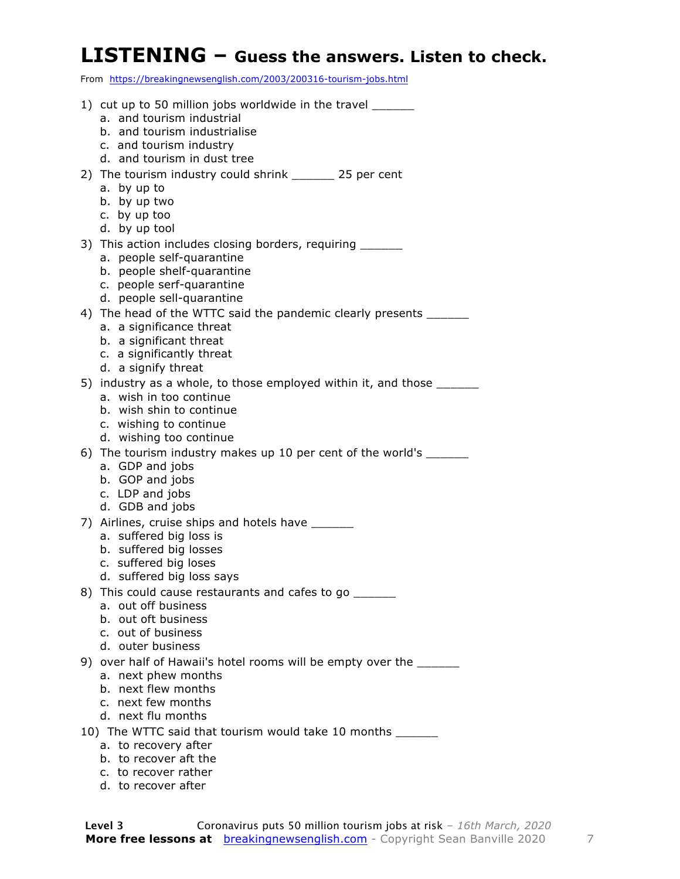# LISTENING – Guess the answers. Listen to check.

From https://breakingnewsenglish.com/2003/200316-tourism-jobs.html

1) cut up to 50 million jobs worldwide in the travel ______
   a. and tourism industrial
   b. and tourism industrialise
   c. and tourism industry
   d. and tourism in dust tree

2) The tourism industry could shrink ______ 25 per cent
   a. by up to
   b. by up two
   c. by up too
   d. by up tool

3) This action includes closing borders, requiring ______
   a. people self-quarantine
   b. people shelf-quarantine
   c. people serf-quarantine
   d. people sell-quarantine

4) The head of the WTTC said the pandemic clearly presents ______
   a. a significance threat
   b. a significant threat
   c. a significantly threat
   d. a signify threat

5) industry as a whole, to those employed within it, and those ______
   a. wish in too continue
   b. wish shin to continue
   c. wishing to continue
   d. wishing too continue

6) The tourism industry makes up 10 per cent of the world's ______
   a. GDP and jobs
   b. GOP and jobs
   c. LDP and jobs
   d. GDB and jobs

7) Airlines, cruise ships and hotels have ______
   a. suffered big loss is
   b. suffered big losses
   c. suffered big loses
   d. suffered big loss says

8) This could cause restaurants and cafes to go ______
   a. out off business
   b. out oft business
   c. out of business
   d. outer business

9) over half of Hawaii's hotel rooms will be empty over the ______
   a. next phew months
   b. next flew months
   c. next few months
   d. next flu months

10) The WTTC said that tourism would take 10 months ______
   a. to recovery after
   b. to recover aft the
   c. to recover rather
   d. to recover after

**Level 3** Coronavirus puts 50 million tourism jobs at risk – *16th March, 2020*

**More free lessons at** breakingnewsenglish.com - Copyright Sean Banville 2020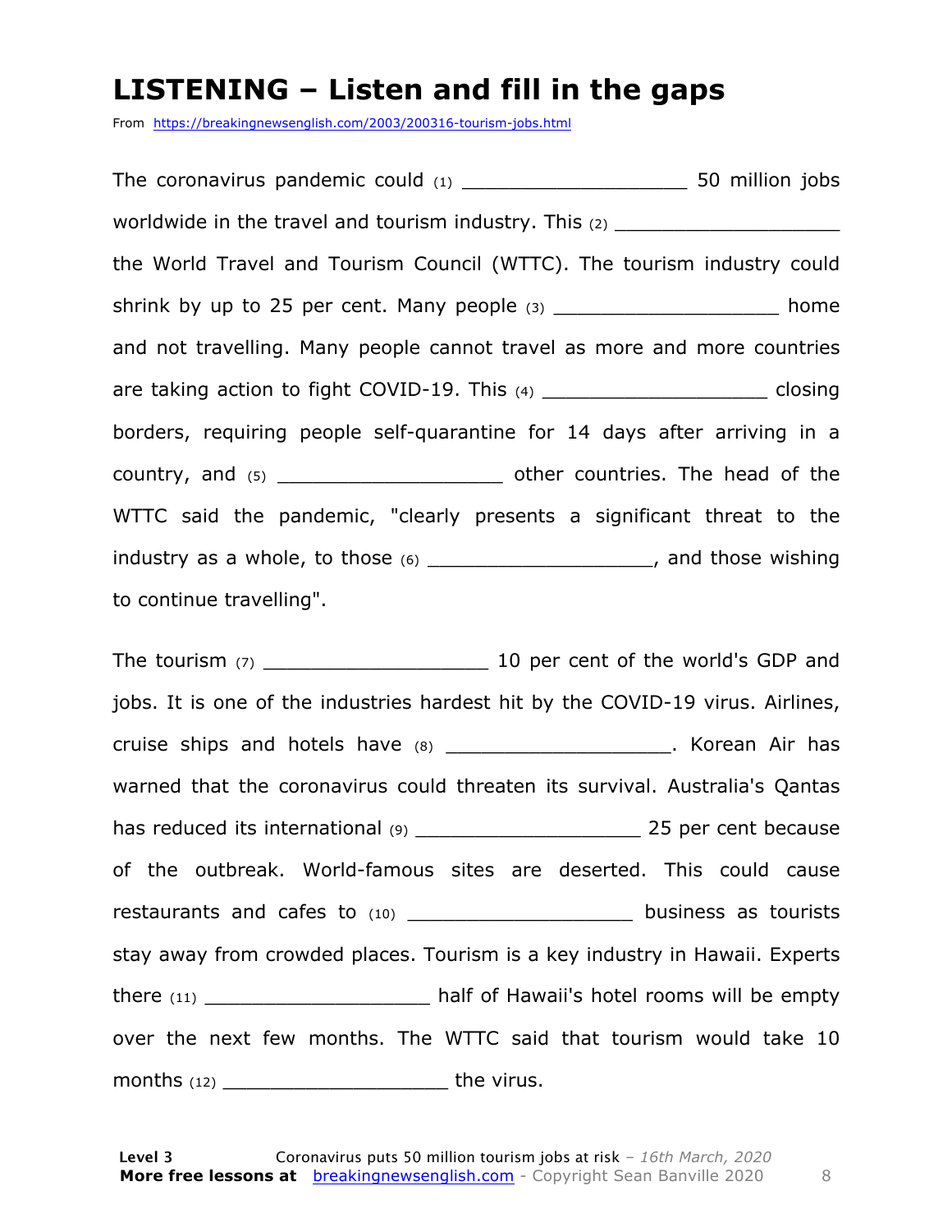# LISTENING – Listen and fill in the gaps

From https://breakingnewsenglish.com/2003/200316-tourism-jobs.html

The coronavirus pandemic could (1) ____________________ 50 million jobs worldwide in the travel and tourism industry. This (2) ____________________ the World Travel and Tourism Council (WTTC). The tourism industry could shrink by up to 25 per cent. Many people (3) ____________________ home and not travelling. Many people cannot travel as more and more countries are taking action to fight COVID-19. This (4) ____________________ closing borders, requiring people self-quarantine for 14 days after arriving in a country, and (5) ____________________ other countries. The head of the WTTC said the pandemic, "clearly presents a significant threat to the industry as a whole, to those (6) ____________________, and those wishing to continue travelling".

The tourism (7) ____________________ 10 per cent of the world's GDP and jobs. It is one of the industries hardest hit by the COVID-19 virus. Airlines, cruise ships and hotels have (8) ____________________. Korean Air has warned that the coronavirus could threaten its survival. Australia's Qantas has reduced its international (9) ____________________ 25 per cent because of the outbreak. World-famous sites are deserted. This could cause restaurants and cafes to (10) ____________________ business as tourists stay away from crowded places. Tourism is a key industry in Hawaii. Experts there (11) ____________________ half of Hawaii's hotel rooms will be empty over the next few months. The WTTC said that tourism would take 10 months (12) ____________________ the virus.

**Level 3** Coronavirus puts 50 million tourism jobs at risk – *16th March, 2020*
**More free lessons at** breakingnewsenglish.com - Copyright Sean Banville 2020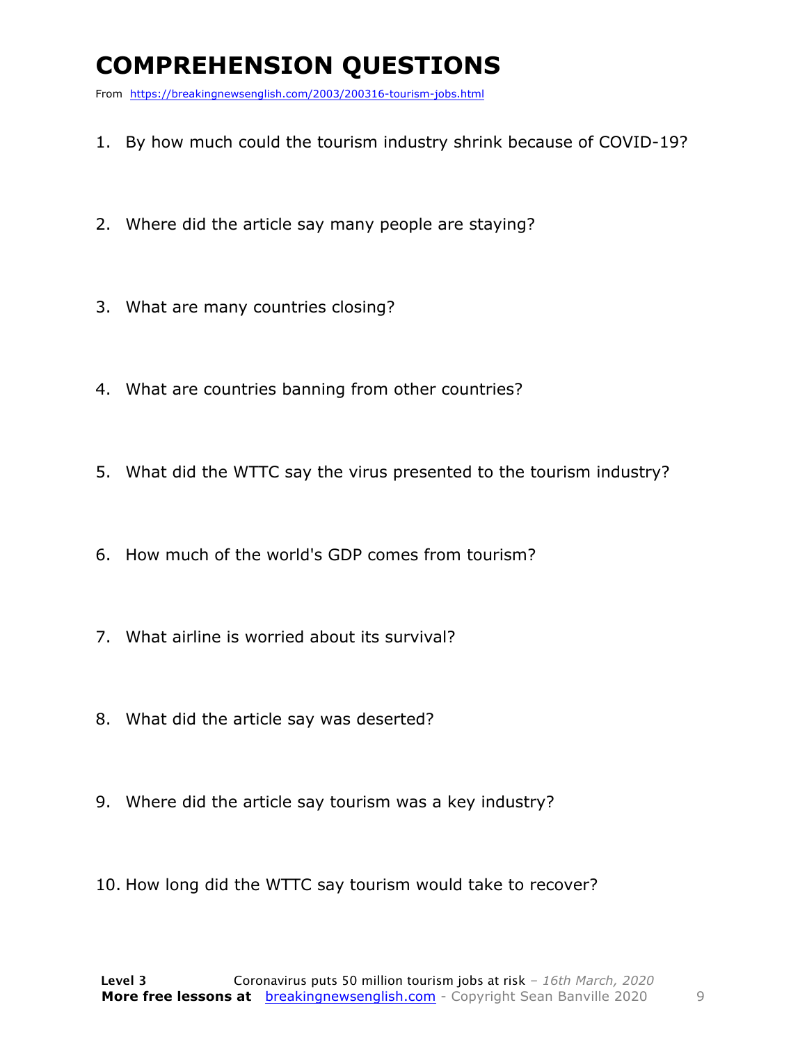# COMPREHENSION QUESTIONS

From https://breakingnewsenglish.com/2003/200316-tourism-jobs.html

1. By how much could the tourism industry shrink because of COVID-19?
2. Where did the article say many people are staying?
3. What are many countries closing?
4. What are countries banning from other countries?
5. What did the WTTC say the virus presented to the tourism industry?
6. How much of the world's GDP comes from tourism?
7. What airline is worried about its survival?
8. What did the article say was deserted?
9. Where did the article say tourism was a key industry?
10. How long did the WTTC say tourism would take to recover?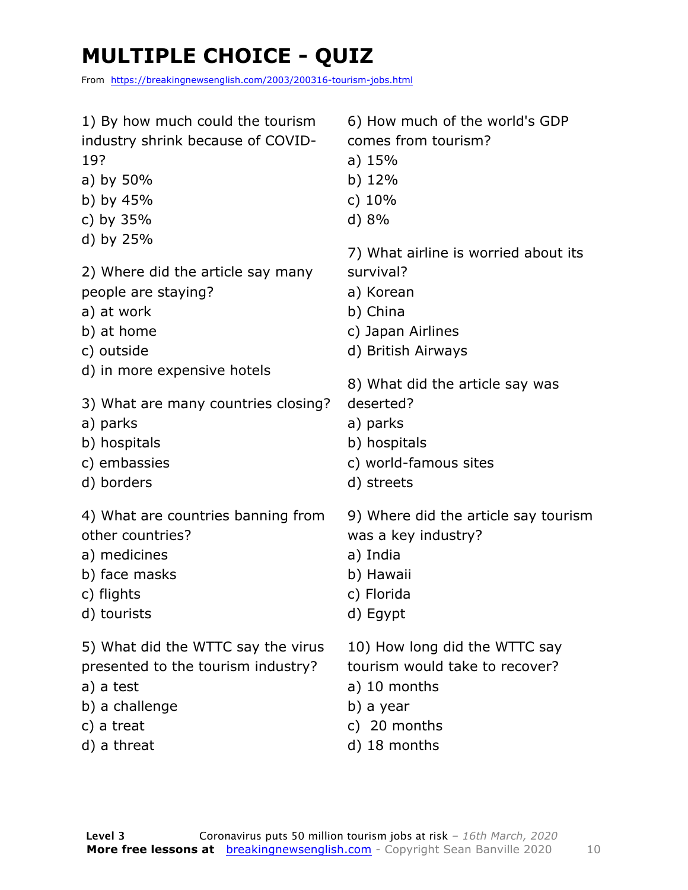# MULTIPLE CHOICE - QUIZ

From https://breakingnewsenglish.com/2003/200316-tourism-jobs.html

1) By how much could the tourism industry shrink because of COVID-19?

a) by 50%
b) by 45%
c) by 35%
d) by 25%

2) Where did the article say many people are staying?

a) at work
b) at home
c) outside
d) in more expensive hotels

3) What are many countries closing?

a) parks
b) hospitals
c) embassies
d) borders

4) What are countries banning from other countries?

a) medicines
b) face masks
c) flights
d) tourists

5) What did the WTTC say the virus presented to the tourism industry?

a) a test
b) a challenge
c) a treat
d) a threat

6) How much of the world's GDP comes from tourism?

a) 15%
b) 12%
c) 10%
d) 8%

7) What airline is worried about its survival?

a) Korean
b) China
c) Japan Airlines
d) British Airways

8) What did the article say was deserted?

a) parks
b) hospitals
c) world-famous sites
d) streets

9) Where did the article say tourism was a key industry?

a) India
b) Hawaii
c) Florida
d) Egypt

10) How long did the WTTC say tourism would take to recover?

a) 10 months
b) a year
c) 20 months
d) 18 months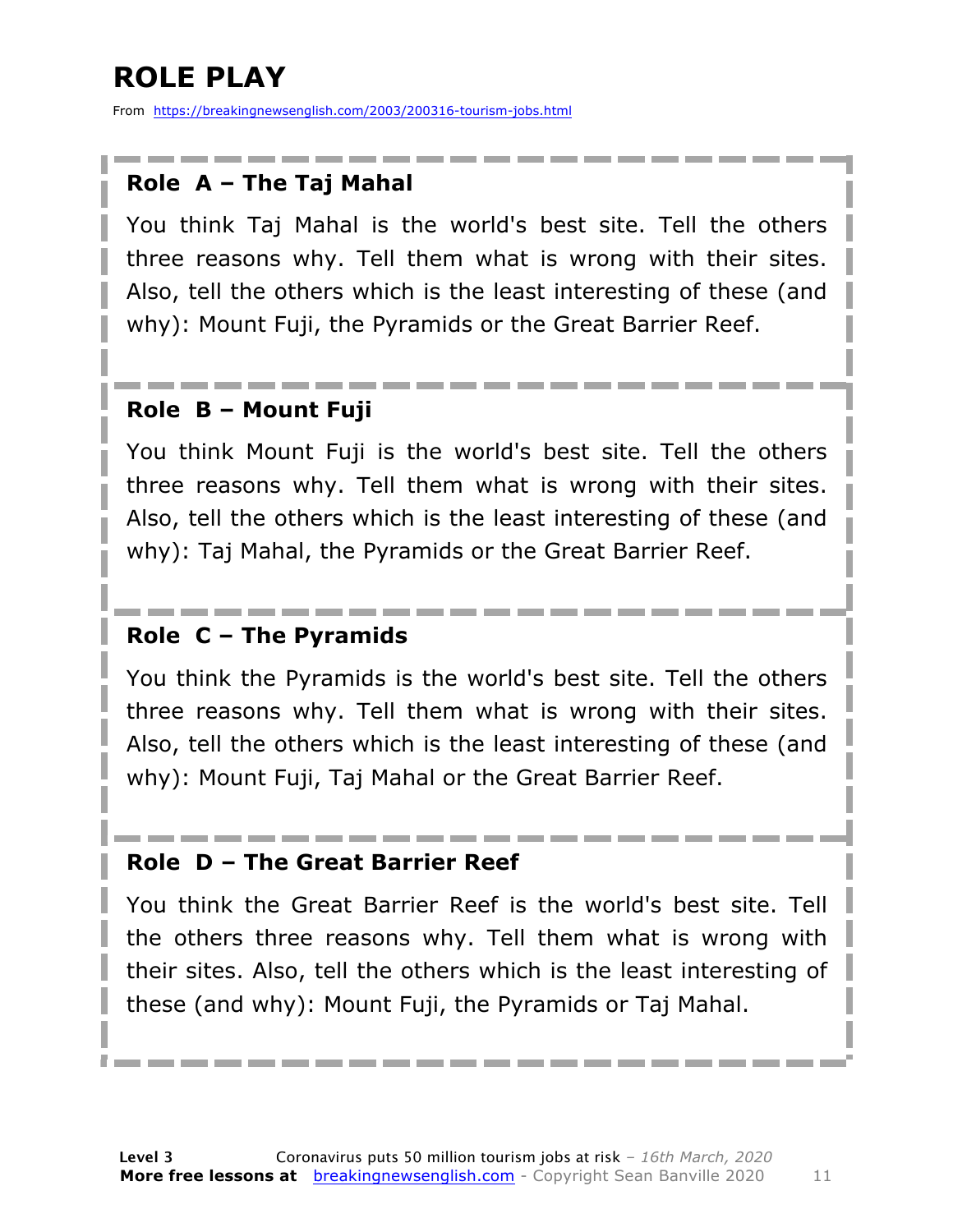# ROLE PLAY

From https://breakingnewsenglish.com/2003/200316-tourism-jobs.html

### Role A – The Taj Mahal

You think Taj Mahal is the world's best site. Tell the others three reasons why. Tell them what is wrong with their sites. Also, tell the others which is the least interesting of these (and why): Mount Fuji, the Pyramids or the Great Barrier Reef.

### Role B – Mount Fuji

You think Mount Fuji is the world's best site. Tell the others three reasons why. Tell them what is wrong with their sites. Also, tell the others which is the least interesting of these (and why): Taj Mahal, the Pyramids or the Great Barrier Reef.

### Role C – The Pyramids

You think the Pyramids is the world's best site. Tell the others three reasons why. Tell them what is wrong with their sites. Also, tell the others which is the least interesting of these (and why): Mount Fuji, Taj Mahal or the Great Barrier Reef.

### Role D – The Great Barrier Reef

You think the Great Barrier Reef is the world's best site. Tell the others three reasons why. Tell them what is wrong with their sites. Also, tell the others which is the least interesting of these (and why): Mount Fuji, the Pyramids or Taj Mahal.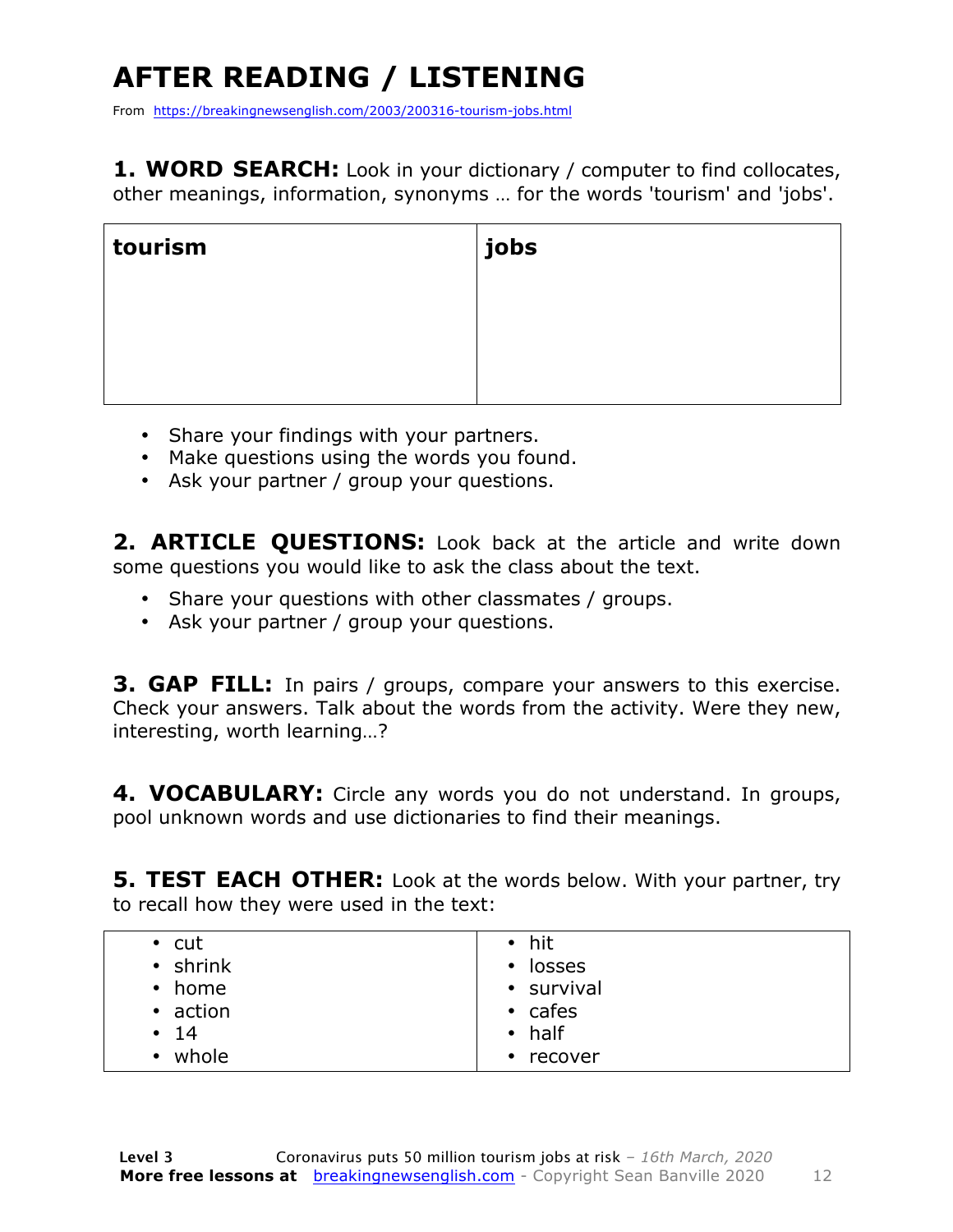# AFTER READING / LISTENING

From https://breakingnewsenglish.com/2003/200316-tourism-jobs.html

**1. WORD SEARCH:** Look in your dictionary / computer to find collocates, other meanings, information, synonyms … for the words 'tourism' and 'jobs'.

| **tourism** | **jobs** |
|---|---|
| | |

- Share your findings with your partners.
- Make questions using the words you found.
- Ask your partner / group your questions.

**2. ARTICLE QUESTIONS:** Look back at the article and write down some questions you would like to ask the class about the text.

- Share your questions with other classmates / groups.
- Ask your partner / group your questions.

**3. GAP FILL:** In pairs / groups, compare your answers to this exercise. Check your answers. Talk about the words from the activity. Were they new, interesting, worth learning…?

**4. VOCABULARY:** Circle any words you do not understand. In groups, pool unknown words and use dictionaries to find their meanings.

**5. TEST EACH OTHER:** Look at the words below. With your partner, try to recall how they were used in the text:

| | |
|---|---|
| • cut | • hit |
| • shrink | • losses |
| • home | • survival |
| • action | • cafes |
| • 14 | • half |
| • whole | • recover |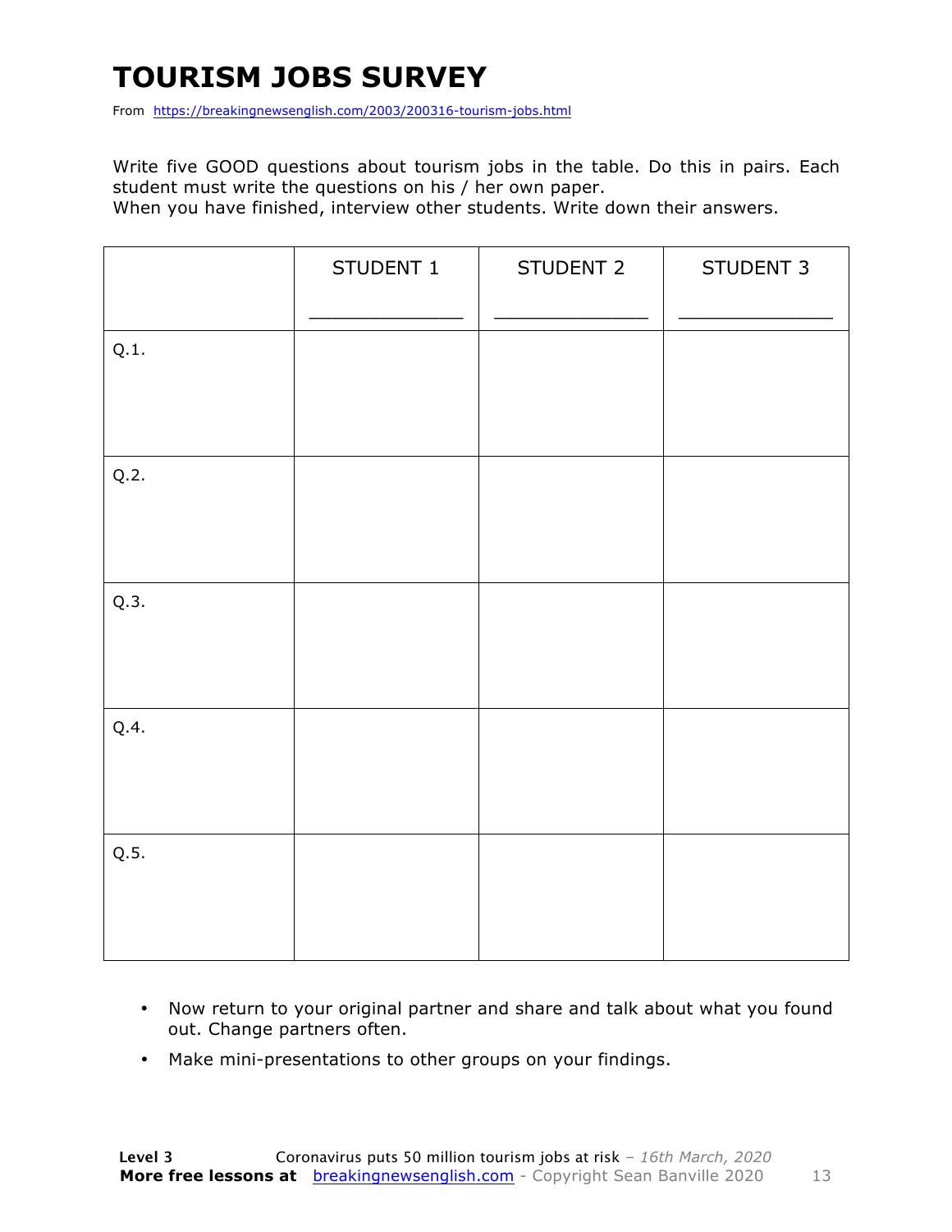# TOURISM JOBS SURVEY

From https://breakingnewsenglish.com/2003/200316-tourism-jobs.html

Write five GOOD questions about tourism jobs in the table. Do this in pairs. Each student must write the questions on his / her own paper.
When you have finished, interview other students. Write down their answers.

| | STUDENT 1<br>_____________ | STUDENT 2<br>_____________ | STUDENT 3<br>_____________ |
|---|---|---|---|
| Q.1. | | | |
| Q.2. | | | |
| Q.3. | | | |
| Q.4. | | | |
| Q.5. | | | |

- Now return to your original partner and share and talk about what you found out. Change partners often.
- Make mini-presentations to other groups on your findings.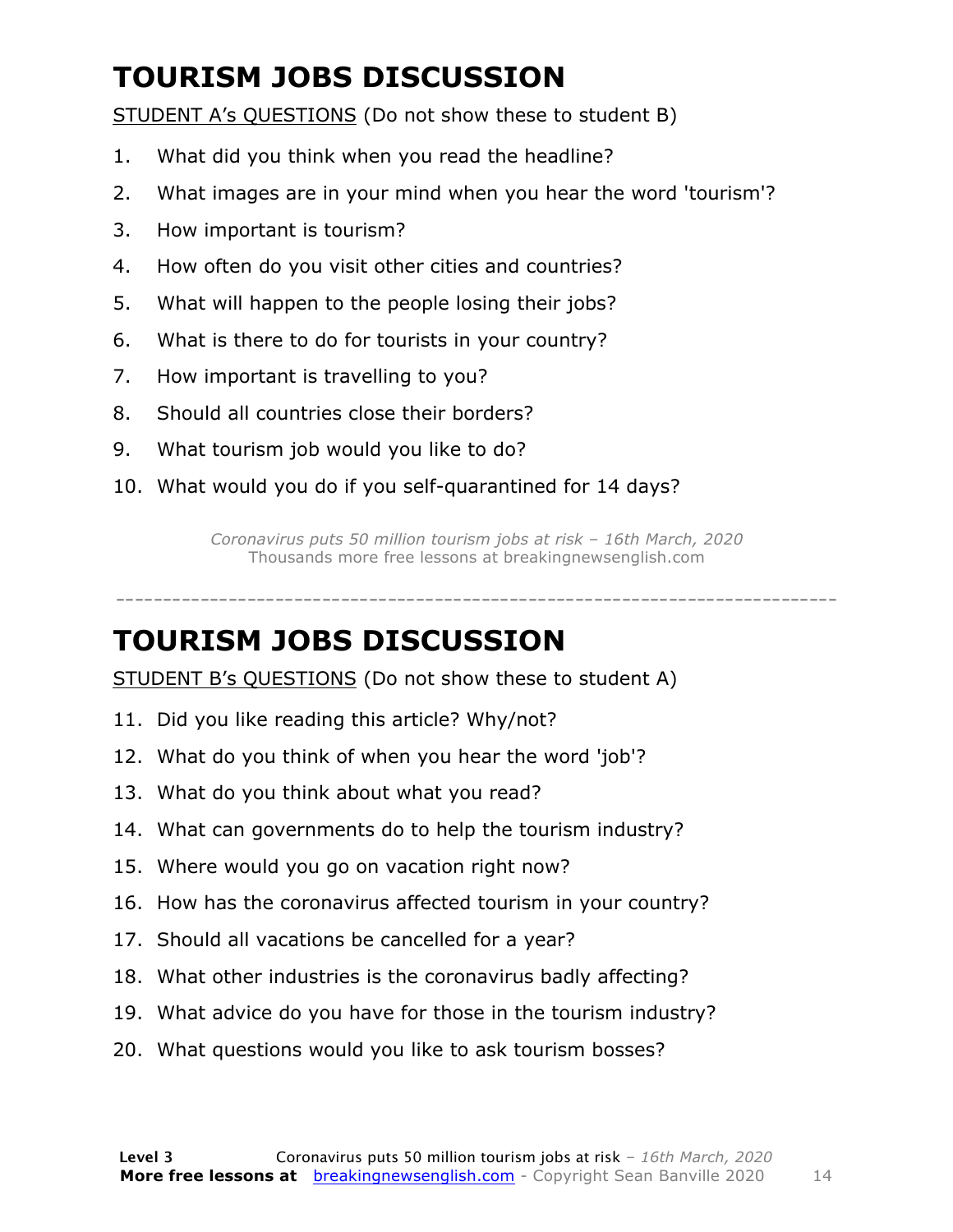# TOURISM JOBS DISCUSSION

STUDENT A's QUESTIONS (Do not show these to student B)

1. What did you think when you read the headline?
2. What images are in your mind when you hear the word 'tourism'?
3. How important is tourism?
4. How often do you visit other cities and countries?
5. What will happen to the people losing their jobs?
6. What is there to do for tourists in your country?
7. How important is travelling to you?
8. Should all countries close their borders?
9. What tourism job would you like to do?
10. What would you do if you self-quarantined for 14 days?

*Coronavirus puts 50 million tourism jobs at risk – 16th March, 2020*
Thousands more free lessons at breakingnewsenglish.com

---

# TOURISM JOBS DISCUSSION

STUDENT B's QUESTIONS (Do not show these to student A)

11. Did you like reading this article? Why/not?
12. What do you think of when you hear the word 'job'?
13. What do you think about what you read?
14. What can governments do to help the tourism industry?
15. Where would you go on vacation right now?
16. How has the coronavirus affected tourism in your country?
17. Should all vacations be cancelled for a year?
18. What other industries is the coronavirus badly affecting?
19. What advice do you have for those in the tourism industry?
20. What questions would you like to ask tourism bosses?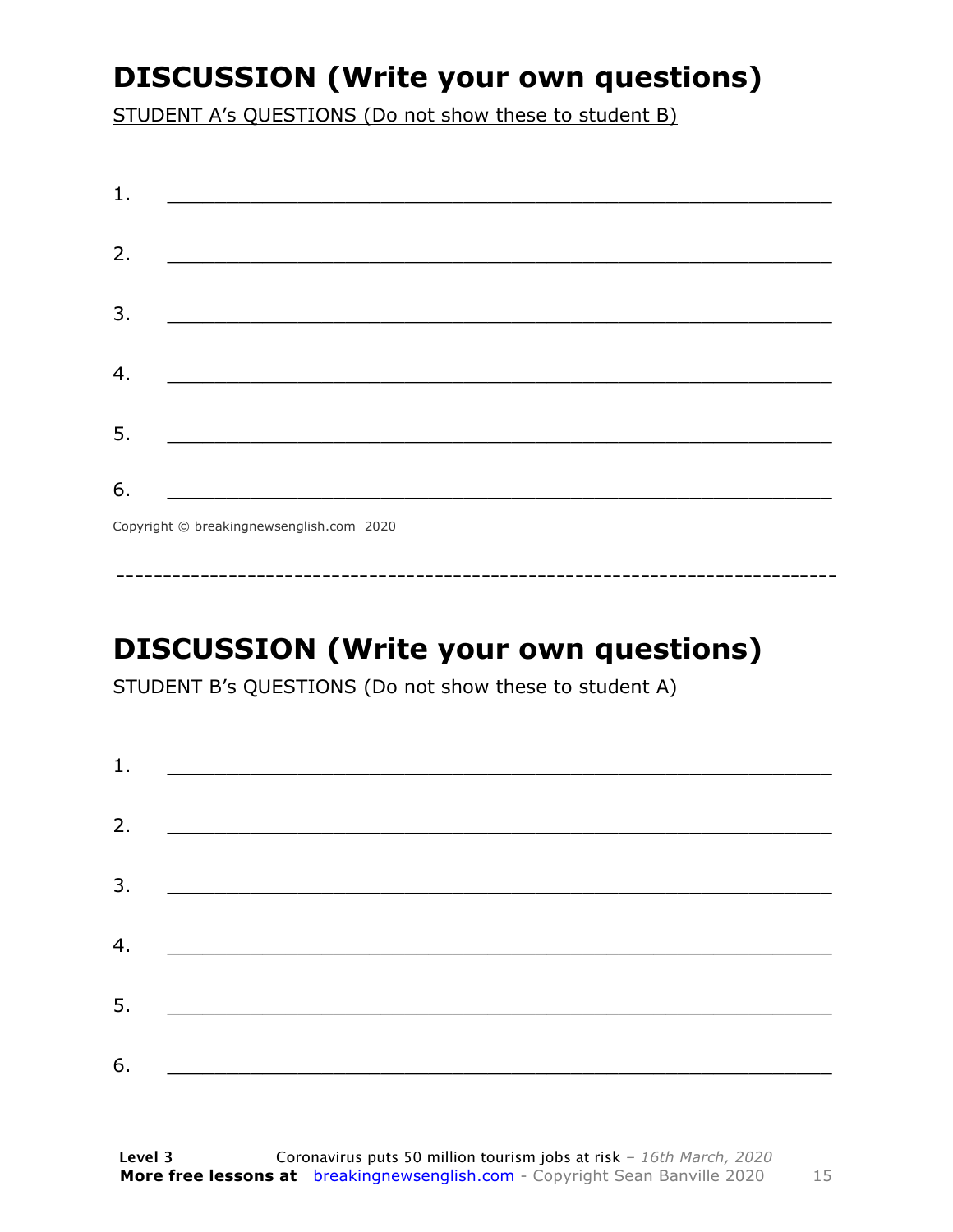## DISCUSSION (Write your own questions)

STUDENT A's QUESTIONS (Do not show these to student B)

1. ___________________________________________________________

2. ___________________________________________________________

3. ___________________________________________________________

4. ___________________________________________________________

5. ___________________________________________________________

6. ___________________________________________________________

Copyright © breakingnewsenglish.com 2020

---

## DISCUSSION (Write your own questions)

STUDENT B's QUESTIONS (Do not show these to student A)

1. ___________________________________________________________

2. ___________________________________________________________

3. ___________________________________________________________

4. ___________________________________________________________

5. ___________________________________________________________

6. ___________________________________________________________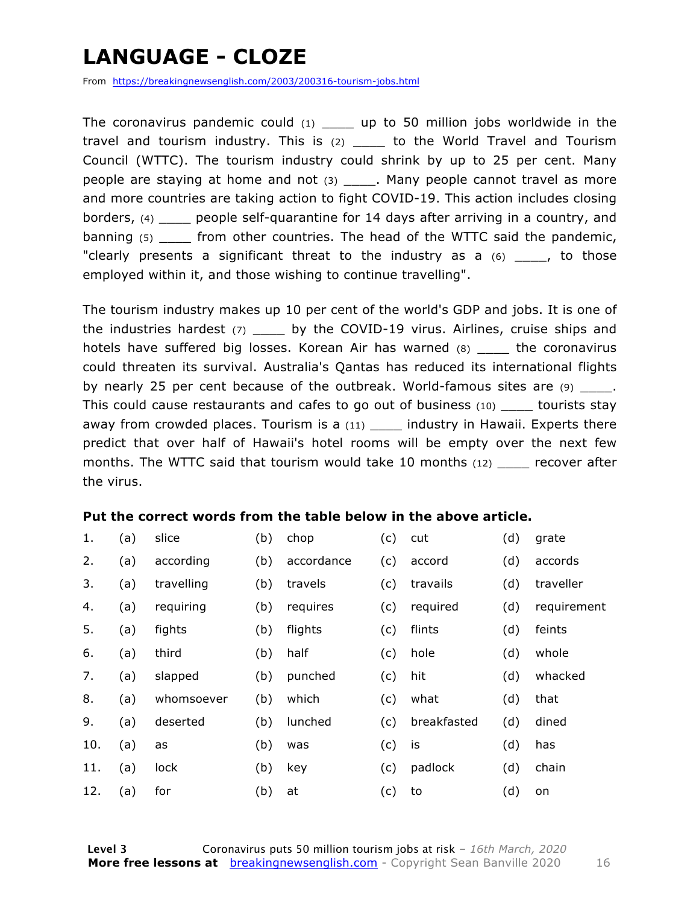# LANGUAGE - CLOZE

From https://breakingnewsenglish.com/2003/200316-tourism-jobs.html

The coronavirus pandemic could (1) ____ up to 50 million jobs worldwide in the travel and tourism industry. This is (2) ____ to the World Travel and Tourism Council (WTTC). The tourism industry could shrink by up to 25 per cent. Many people are staying at home and not (3) ____. Many people cannot travel as more and more countries are taking action to fight COVID-19. This action includes closing borders, (4) ____ people self-quarantine for 14 days after arriving in a country, and banning (5) ____ from other countries. The head of the WTTC said the pandemic, "clearly presents a significant threat to the industry as a (6) ____, to those employed within it, and those wishing to continue travelling".

The tourism industry makes up 10 per cent of the world's GDP and jobs. It is one of the industries hardest (7) ____ by the COVID-19 virus. Airlines, cruise ships and hotels have suffered big losses. Korean Air has warned (8) ____ the coronavirus could threaten its survival. Australia's Qantas has reduced its international flights by nearly 25 per cent because of the outbreak. World-famous sites are (9) ____. This could cause restaurants and cafes to go out of business (10) ____ tourists stay away from crowded places. Tourism is a (11) ____ industry in Hawaii. Experts there predict that over half of Hawaii's hotel rooms will be empty over the next few months. The WTTC said that tourism would take 10 months (12) ____ recover after the virus.

**Put the correct words from the table below in the above article.**

| | | | | | | | | |
|---|---|---|---|---|---|---|---|---|
| 1. | (a) | slice | (b) | chop | (c) | cut | (d) | grate |
| 2. | (a) | according | (b) | accordance | (c) | accord | (d) | accords |
| 3. | (a) | travelling | (b) | travels | (c) | travails | (d) | traveller |
| 4. | (a) | requiring | (b) | requires | (c) | required | (d) | requirement |
| 5. | (a) | fights | (b) | flights | (c) | flints | (d) | feints |
| 6. | (a) | third | (b) | half | (c) | hole | (d) | whole |
| 7. | (a) | slapped | (b) | punched | (c) | hit | (d) | whacked |
| 8. | (a) | whomsoever | (b) | which | (c) | what | (d) | that |
| 9. | (a) | deserted | (b) | lunched | (c) | breakfasted | (d) | dined |
| 10. | (a) | as | (b) | was | (c) | is | (d) | has |
| 11. | (a) | lock | (b) | key | (c) | padlock | (d) | chain |
| 12. | (a) | for | (b) | at | (c) | to | (d) | on |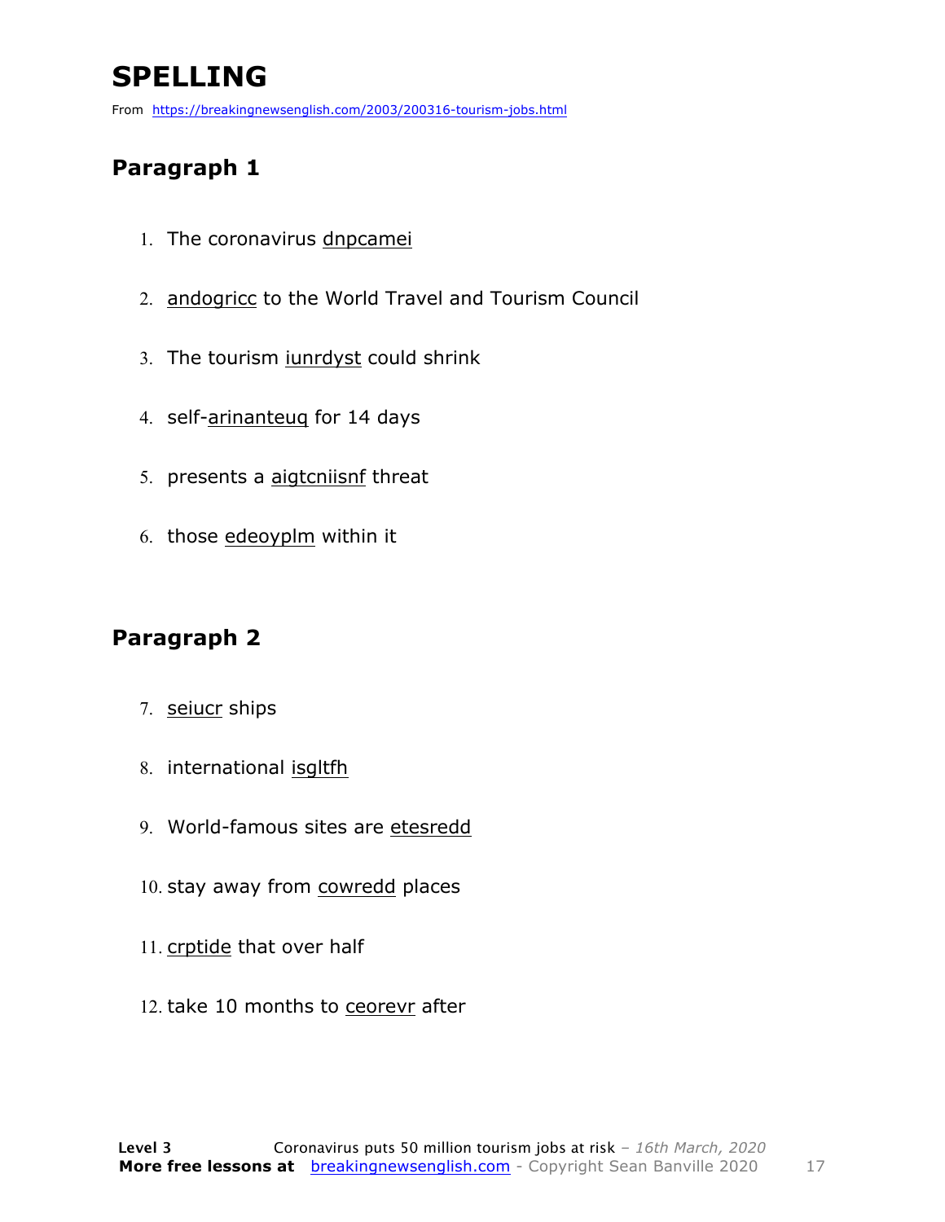# SPELLING

From https://breakingnewsenglish.com/2003/200316-tourism-jobs.html

## Paragraph 1

1. The coronavirus dnpcamei
2. andogricc to the World Travel and Tourism Council
3. The tourism iunrdyst could shrink
4. self-arinanteuq for 14 days
5. presents a aigtcniisnf threat
6. those edeoyplm within it

## Paragraph 2

7. seiucr ships
8. international isgltfh
9. World-famous sites are etesredd
10. stay away from cowredd places
11. crptide that over half
12. take 10 months to ceorevr after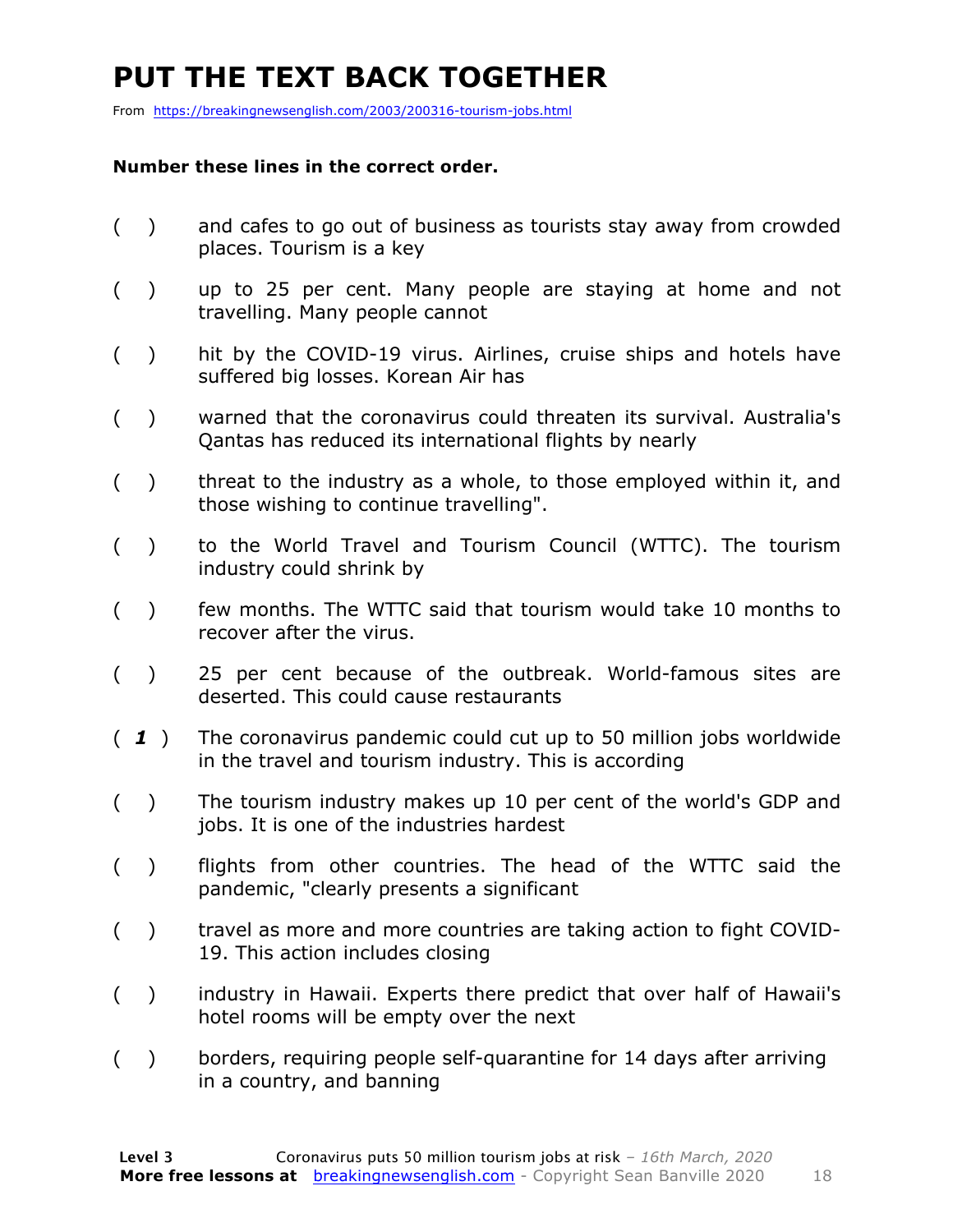# PUT THE TEXT BACK TOGETHER

From https://breakingnewsenglish.com/2003/200316-tourism-jobs.html

**Number these lines in the correct order.**

( ) and cafes to go out of business as tourists stay away from crowded places. Tourism is a key

( ) up to 25 per cent. Many people are staying at home and not travelling. Many people cannot

( ) hit by the COVID-19 virus. Airlines, cruise ships and hotels have suffered big losses. Korean Air has

( ) warned that the coronavirus could threaten its survival. Australia's Qantas has reduced its international flights by nearly

( ) threat to the industry as a whole, to those employed within it, and those wishing to continue travelling".

( ) to the World Travel and Tourism Council (WTTC). The tourism industry could shrink by

( ) few months. The WTTC said that tourism would take 10 months to recover after the virus.

( ) 25 per cent because of the outbreak. World-famous sites are deserted. This could cause restaurants

( ***1*** ) The coronavirus pandemic could cut up to 50 million jobs worldwide in the travel and tourism industry. This is according

( ) The tourism industry makes up 10 per cent of the world's GDP and jobs. It is one of the industries hardest

( ) flights from other countries. The head of the WTTC said the pandemic, "clearly presents a significant

( ) travel as more and more countries are taking action to fight COVID-19. This action includes closing

( ) industry in Hawaii. Experts there predict that over half of Hawaii's hotel rooms will be empty over the next

( ) borders, requiring people self-quarantine for 14 days after arriving in a country, and banning

**Level 3** Coronavirus puts 50 million tourism jobs at risk – *16th March, 2020*
**More free lessons at** breakingnewsenglish.com - Copyright Sean Banville 2020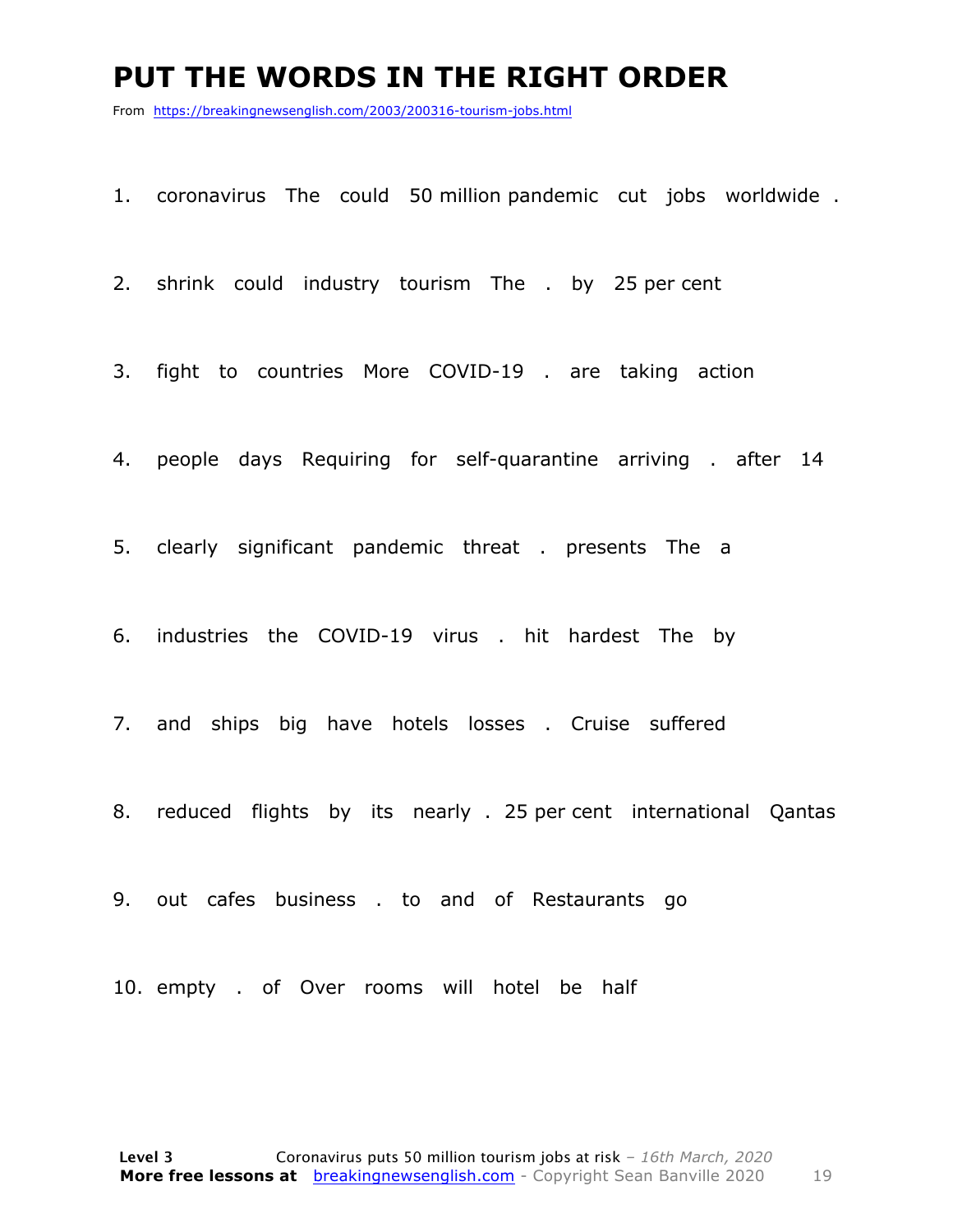# PUT THE WORDS IN THE RIGHT ORDER

From https://breakingnewsenglish.com/2003/200316-tourism-jobs.html

1. coronavirus The could 50 million pandemic cut jobs worldwide .

2. shrink could industry tourism The . by 25 per cent

3. fight to countries More COVID-19 . are taking action

4. people days Requiring for self-quarantine arriving . after 14

5. clearly significant pandemic threat . presents The a

6. industries the COVID-19 virus . hit hardest The by

7. and ships big have hotels losses . Cruise suffered

8. reduced flights by its nearly . 25 per cent international Qantas

9. out cafes business . to and of Restaurants go

10. empty . of Over rooms will hotel be half

**Level 3** Coronavirus puts 50 million tourism jobs at risk – *16th March, 2020*
**More free lessons at** breakingnewsenglish.com - Copyright Sean Banville 2020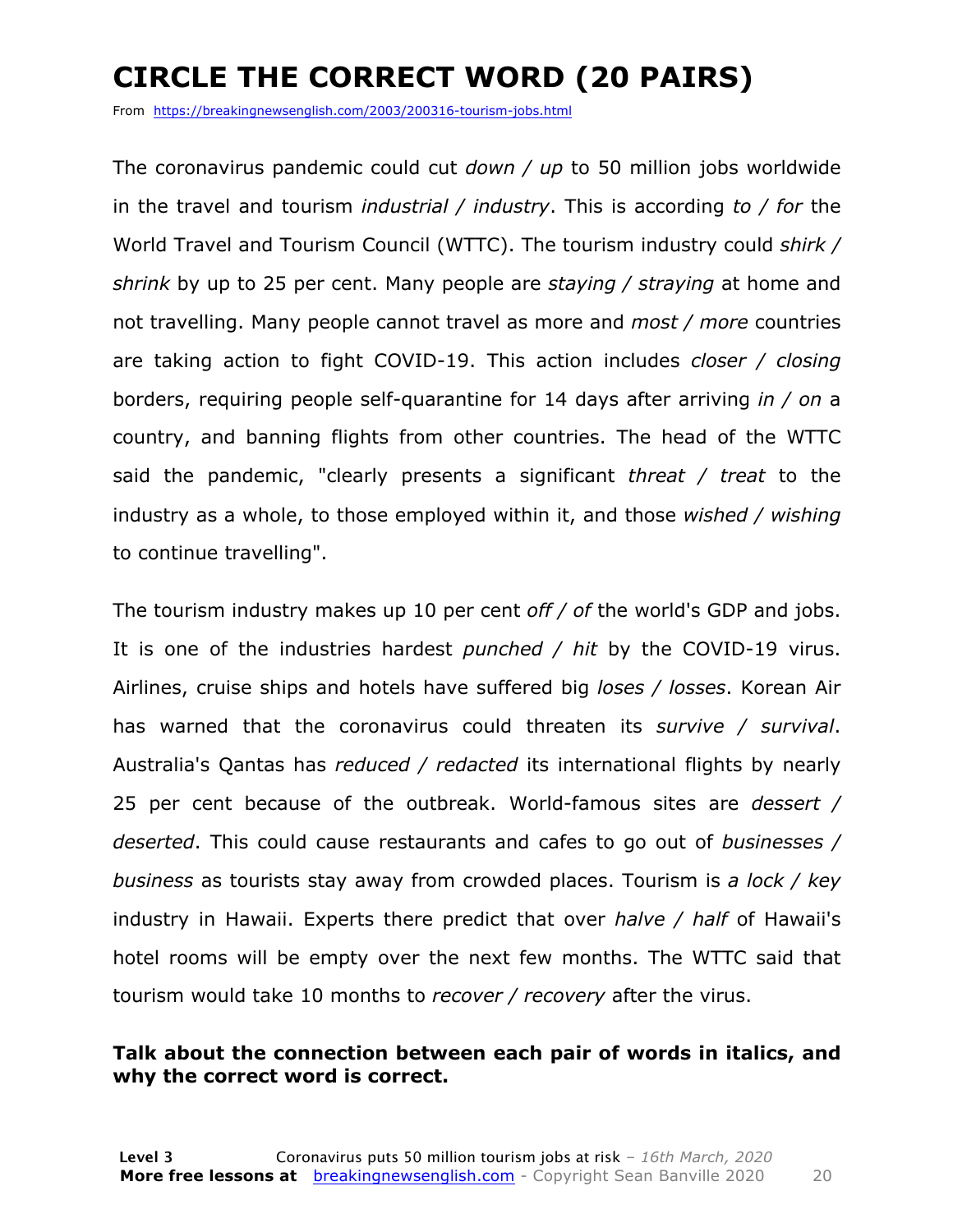# CIRCLE THE CORRECT WORD (20 PAIRS)

From https://breakingnewsenglish.com/2003/200316-tourism-jobs.html

The coronavirus pandemic could cut *down / up* to 50 million jobs worldwide in the travel and tourism *industrial / industry*. This is according *to / for* the World Travel and Tourism Council (WTTC). The tourism industry could *shirk / shrink* by up to 25 per cent. Many people are *staying / straying* at home and not travelling. Many people cannot travel as more and *most / more* countries are taking action to fight COVID-19. This action includes *closer / closing* borders, requiring people self-quarantine for 14 days after arriving *in / on* a country, and banning flights from other countries. The head of the WTTC said the pandemic, "clearly presents a significant *threat / treat* to the industry as a whole, to those employed within it, and those *wished / wishing* to continue travelling".

The tourism industry makes up 10 per cent *off / of* the world's GDP and jobs. It is one of the industries hardest *punched / hit* by the COVID-19 virus. Airlines, cruise ships and hotels have suffered big *loses / losses*. Korean Air has warned that the coronavirus could threaten its *survive / survival*. Australia's Qantas has *reduced / redacted* its international flights by nearly 25 per cent because of the outbreak. World-famous sites are *dessert / deserted*. This could cause restaurants and cafes to go out of *businesses / business* as tourists stay away from crowded places. Tourism is *a lock / key* industry in Hawaii. Experts there predict that over *halve / half* of Hawaii's hotel rooms will be empty over the next few months. The WTTC said that tourism would take 10 months to *recover / recovery* after the virus.

**Talk about the connection between each pair of words in italics, and why the correct word is correct.**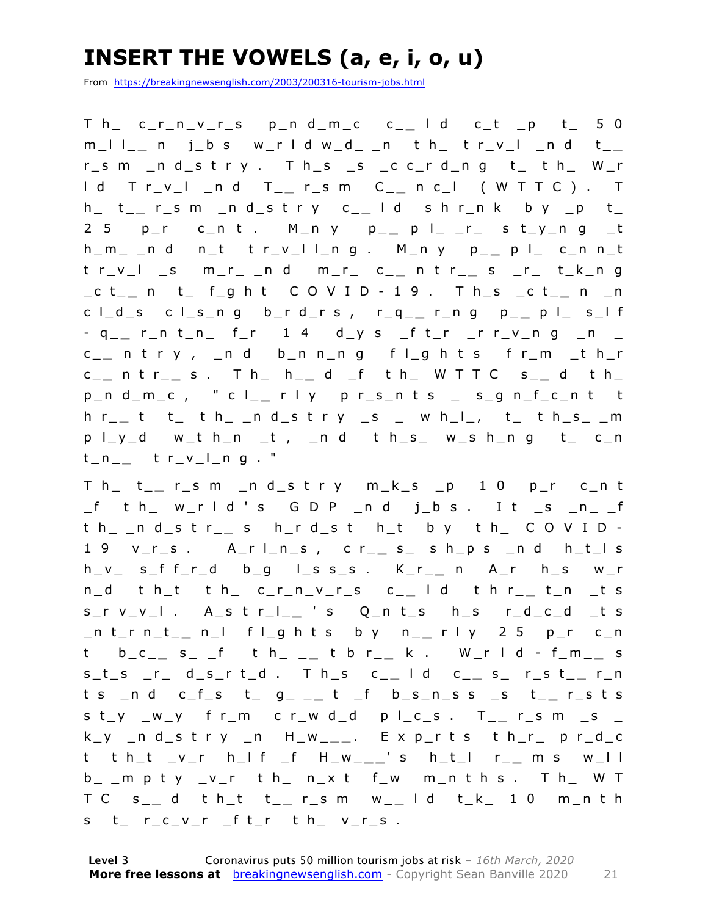# INSERT THE VOWELS (a, e, i, o, u)

From https://breakingnewsenglish.com/2003/200316-tourism-jobs.html

T h_ c_r_n_v_r_s p_n d_m_c c_ _ l d c_t _p t_ 5 0 m_l l_ _ n j_b s w_r l d w_d_ _n t h_ t r_v_l _n d t_ _ r_s m _n d_s t r y . T h_s _s _c c_r d_n g t_ t h_ W_r l d T r_v_l _n d T_ _ r_s m C_ _ n c_l ( W T T C ) . T h_ t_ _ r_s m _n d_s t r y c_ _ l d s h r_n k b y _p t_ 2 5 p_r c_n t . M_n y p_ _ p l_ _r_ s t_y_n g _t h_m_ _n d n_t t r_v_l l_n g . M_n y p_ _ p l_ c_n n_t t r_v_l _s m_r_ _n d m_r_ c_ _ n t r_ _ s _r_ t_k_n g _c t_ _ n t_ f_g h t C O V I D - 1 9 . T h_s _c t_ _ n _n c l_d_s c l_s_n g b_r d_r s , r_q_ _ r_n g p_ _ p l_ s_l f - q_ _ r_n t_n_ f_r 1 4 d_y s _f t_r _r r_v_n g _n _ c_ _ n t r y , _n d b_n n_n g f l_g h t s f r_m _t h_r c_ _ n t r_ _ s . T h_ h_ _ d _f t h_ W T T C s_ _ d t h_ p_n d_m_c , " c l_ _ r l y p r_s_n t s _ s_g n_f_c_n t t h r_ _ t t_ t h_ _n d_s t r y _s _ w h_l_, t_ t h_s_ _m p l_y_d w_t h_n _t , _n d t h_s_ w_s h_n g t_ c_n t_n_ _ t r_v_l_n g . "

T h_ t_ _ r_s m _n d_s t r y m_k_s _p 1 0 p_r c_n t _f t h_ w_r l d ' s G D P _n d j_b s . I t _s _n_ _f t h_ _n d_s t r_ _ s h_r d_s t h_t b y t h_ C O V I D - 1 9 v_r_s . A_r l_n_s , c r_ _ s_ s h_p s _n d h_t_l s h_v_ s_f f_r_d b_g l_s s_s . K_r_ _ n A_r h_s w_r n_d t h_t t h_ c_r_n_v_r_s c_ _ l d t h r_ _ t_n _t s s_r v_v_l . A_s t r_l_ _ ' s Q_n t_s h_s r_d_c_d _t s _n t_r n_t_ _ n_l f l_g h t s b y n_ _ r l y 2 5 p_r c_n t b_c_ _ s_ _f t h_ _ _ t b r_ _ k . W_r l d - f_m_ _ s s_t_s _r_ d_s_r t_d . T h_s c_ _ l d c_ _ s_ r_s t_ _ r_n t s _n d c_f_s t_ g_ _ _ t _f b_s_n_s s _s t_ _ r_s t s s t_y _w_y f r_m c r_w d_d p l_c_s . T_ _ r_s m _s _ k_y _n d_s t r y _n H_w_ _ _. E x p_r t s t h_r_ p r_d_c t t h_t _v_r h_l f _f H_w_ _ _' s h_t_l r_ _ m s w_l l b_ _m p t y _v_r t h_ n_x t f_w m_n t h s . T h_ W T T C s_ _ d t h_t t_ _ r_s m w_ _ l d t_k_ 1 0 m_n t h s t_ r_c_v_r _f t_r t h_ v_r_s .

**Level 3** Coronavirus puts 50 million tourism jobs at risk – *16th March, 2020*
**More free lessons at** breakingnewsenglish.com - Copyright Sean Banville 2020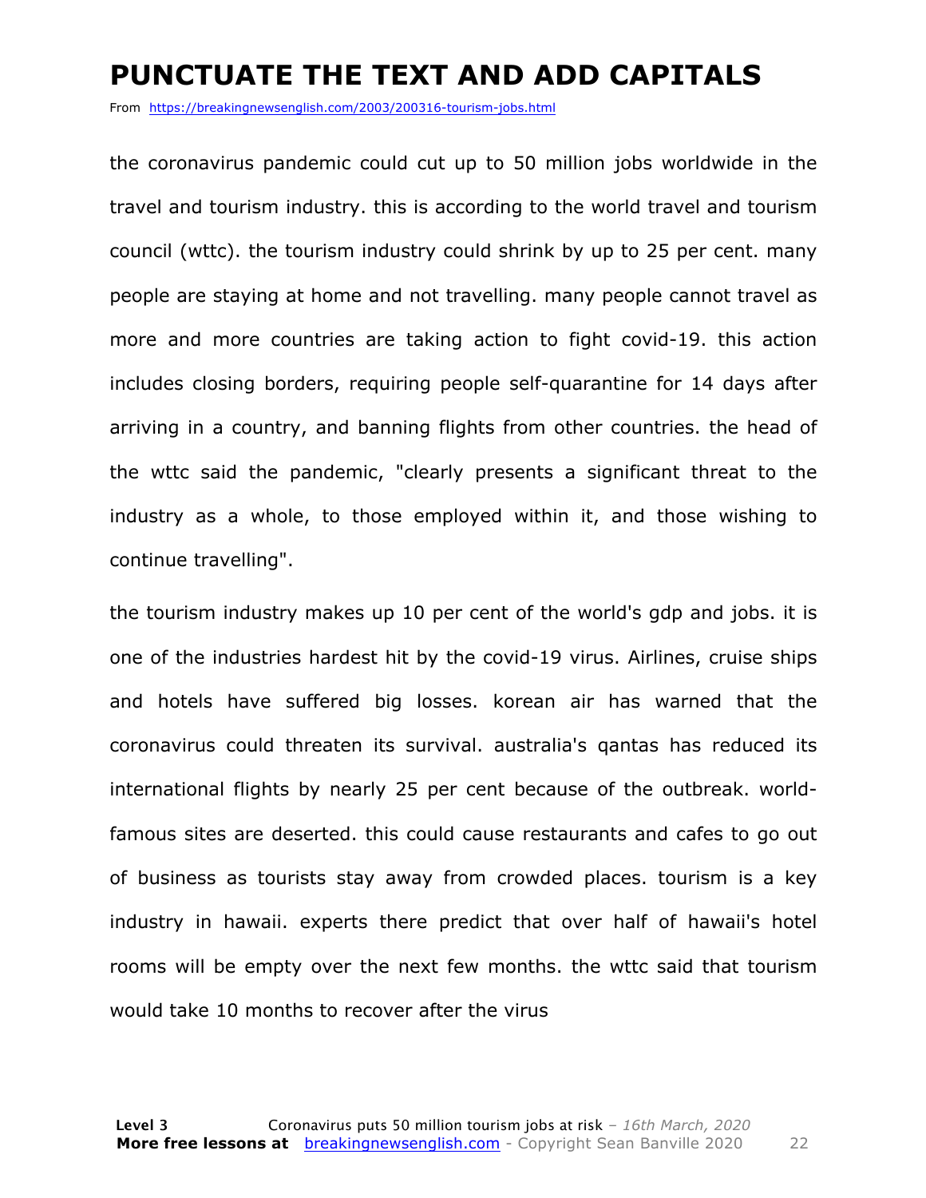# PUNCTUATE THE TEXT AND ADD CAPITALS

From https://breakingnewsenglish.com/2003/200316-tourism-jobs.html

the coronavirus pandemic could cut up to 50 million jobs worldwide in the travel and tourism industry. this is according to the world travel and tourism council (wttc). the tourism industry could shrink by up to 25 per cent. many people are staying at home and not travelling. many people cannot travel as more and more countries are taking action to fight covid-19. this action includes closing borders, requiring people self-quarantine for 14 days after arriving in a country, and banning flights from other countries. the head of the wttc said the pandemic, "clearly presents a significant threat to the industry as a whole, to those employed within it, and those wishing to continue travelling".

the tourism industry makes up 10 per cent of the world's gdp and jobs. it is one of the industries hardest hit by the covid-19 virus. Airlines, cruise ships and hotels have suffered big losses. korean air has warned that the coronavirus could threaten its survival. australia's qantas has reduced its international flights by nearly 25 per cent because of the outbreak. world-famous sites are deserted. this could cause restaurants and cafes to go out of business as tourists stay away from crowded places. tourism is a key industry in hawaii. experts there predict that over half of hawaii's hotel rooms will be empty over the next few months. the wttc said that tourism would take 10 months to recover after the virus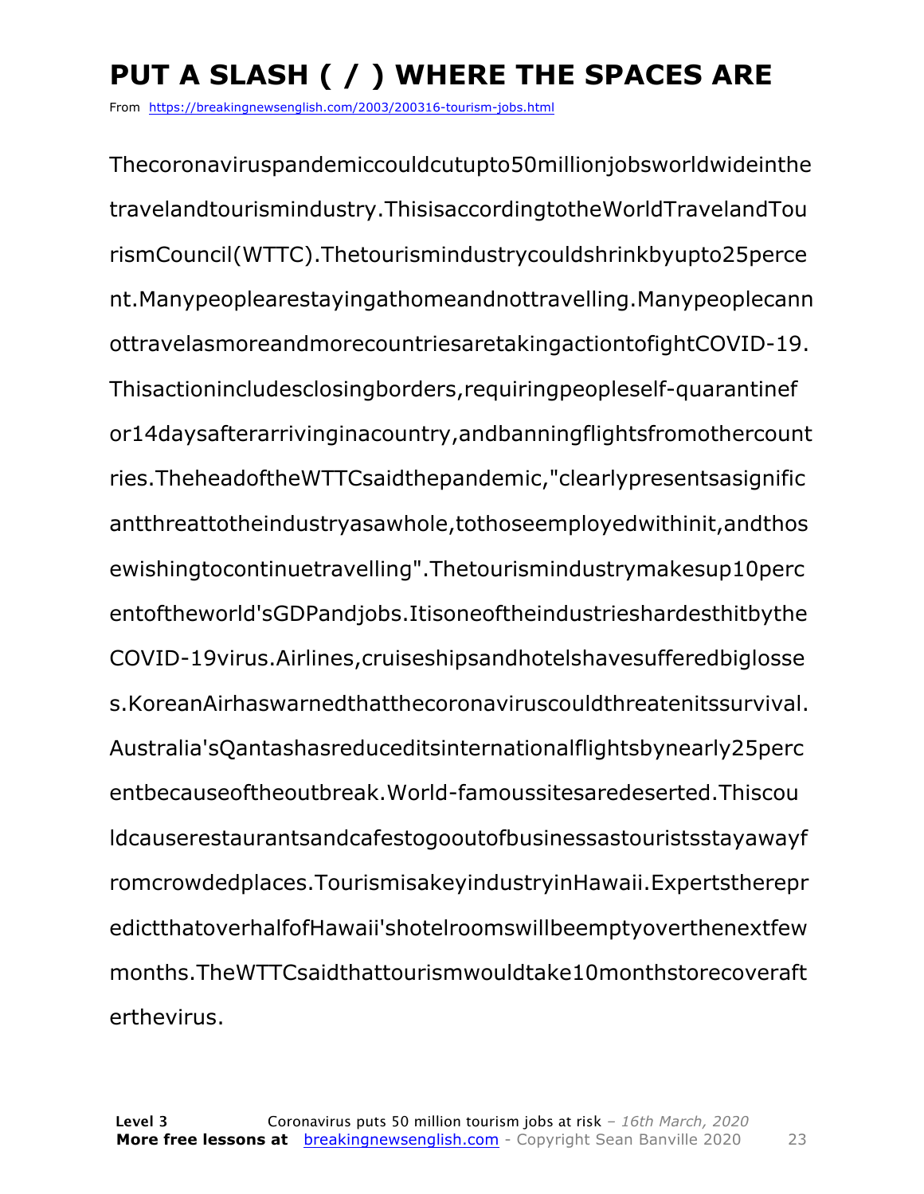# PUT A SLASH ( / ) WHERE THE SPACES ARE

From https://breakingnewsenglish.com/2003/200316-tourism-jobs.html

Thecoronaviruspandemiccouldcutupto50millionjobsworldwideinthe travelandtourismindustry.ThisisaccordingtotheWorldTravelandTou rismCouncil(WTTC).Thetourismindustrycouldshrinkbyupto25perce nt.Manypeoplearestayingathomeandnottravelling.Manypeoplecann ottravelasmoreandmorecountriesaretakingactiontofightCOVID-19. Thisactionincludesclosingborders,requiringpeopleself-quarantinef or14daysafterarrivinginacountry,andbanningflightsfromothercount ries.TheheadoftheWTTCsaidthepandemic,"clearlypresentsasignific antthreattotheindustryasawhole,tothoseemployedwithinit,andthos ewishingtocontinuetravelling".Thetourismindustrymakesup10perc entoftheworld'sGDPandjobs.Itisoneoftheindustrieshardesthitbythe COVID-19virus.Airlines,cruiseshipsandhotelshavesufferedbiglosse s.KoreanAirhaswarnedthatthecoronaviruscouldthreatenitssurvival. Australia'sQantashasreduceditsinternationalflightsbynearly25perc entbecauseoftheoutbreak.World-famoussitesaredeserted.Thiscou ldcauserestaurantsandcafestogooutofbusinessastouristsstayawayf romcrowdedplaces.TourismisakeyindustryinHawaii.Expertstherepr edictthatoverhalfofHawaii'shotelroomswillbeemptyoverthenextfew months.TheWTTCsaidthattourismwouldtake10monthstorecoveraft erthevirus.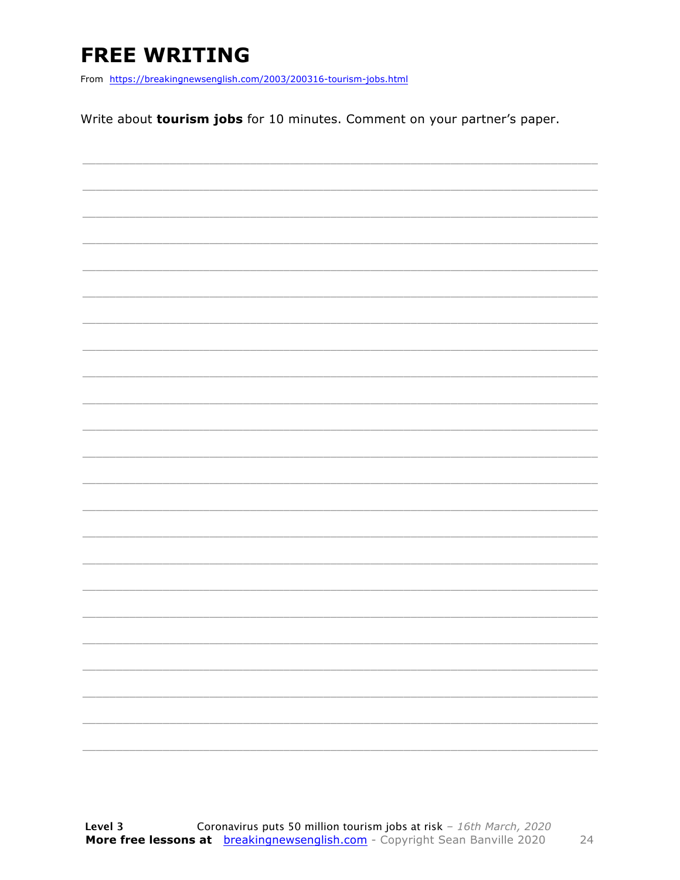# FREE WRITING

From https://breakingnewsenglish.com/2003/200316-tourism-jobs.html

Write about **tourism jobs** for 10 minutes. Comment on your partner's paper.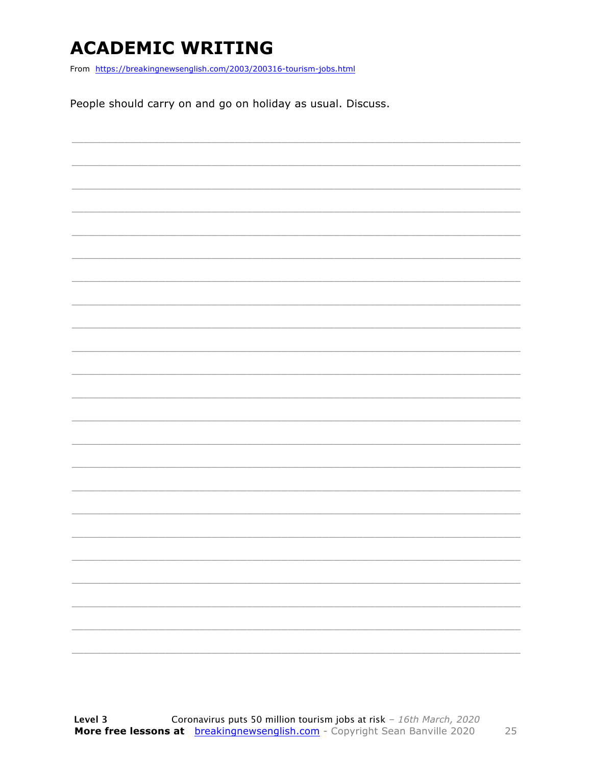# ACADEMIC WRITING

From https://breakingnewsenglish.com/2003/200316-tourism-jobs.html

People should carry on and go on holiday as usual. Discuss.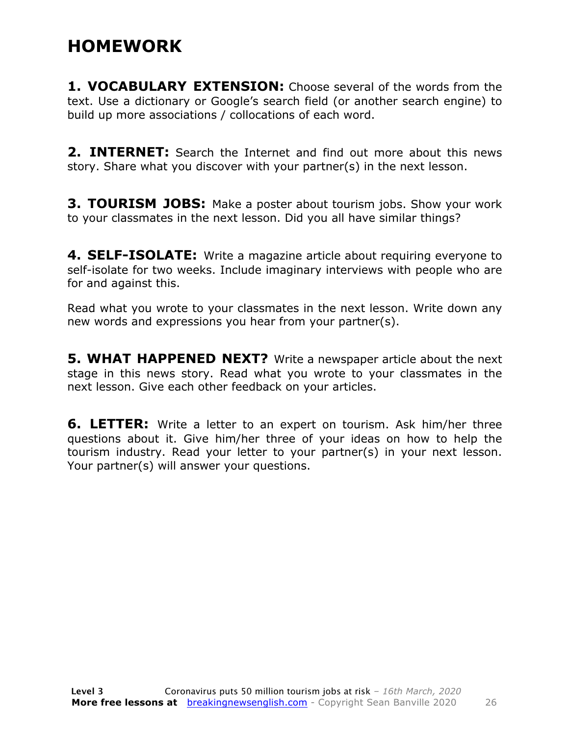# HOMEWORK

**1. VOCABULARY EXTENSION:** Choose several of the words from the text. Use a dictionary or Google's search field (or another search engine) to build up more associations / collocations of each word.

**2. INTERNET:** Search the Internet and find out more about this news story. Share what you discover with your partner(s) in the next lesson.

**3. TOURISM JOBS:** Make a poster about tourism jobs. Show your work to your classmates in the next lesson. Did you all have similar things?

**4. SELF-ISOLATE:** Write a magazine article about requiring everyone to self-isolate for two weeks. Include imaginary interviews with people who are for and against this.

Read what you wrote to your classmates in the next lesson. Write down any new words and expressions you hear from your partner(s).

**5. WHAT HAPPENED NEXT?** Write a newspaper article about the next stage in this news story. Read what you wrote to your classmates in the next lesson. Give each other feedback on your articles.

**6. LETTER:** Write a letter to an expert on tourism. Ask him/her three questions about it. Give him/her three of your ideas on how to help the tourism industry. Read your letter to your partner(s) in your next lesson. Your partner(s) will answer your questions.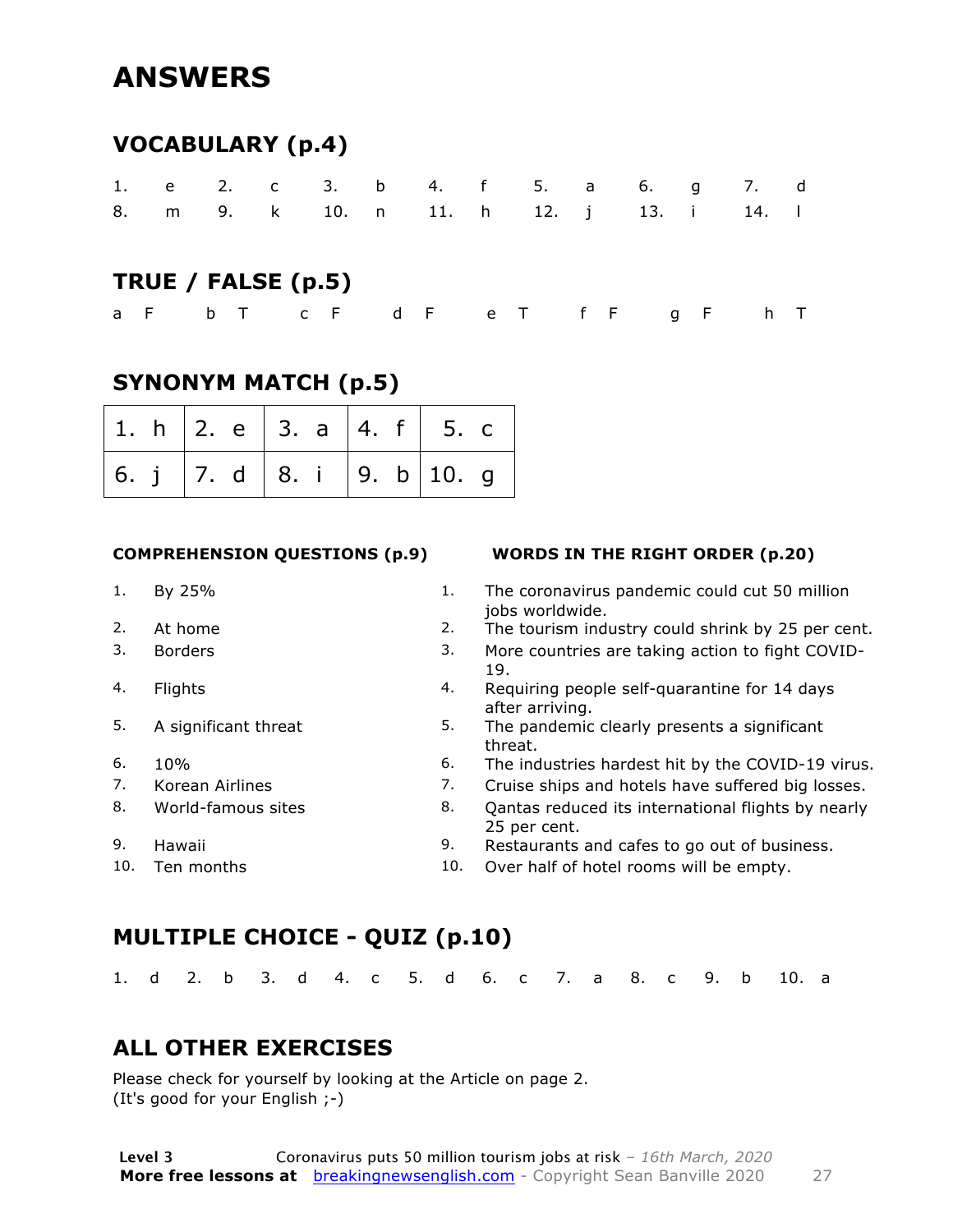# ANSWERS

## VOCABULARY (p.4)

| | | | | | | | | | | | | | |
|---|---|---|---|---|---|---|---|---|---|---|---|---|---|
| 1. | e | 2. | c | 3. | b | 4. | f | 5. | a | 6. | g | 7. | d |
| 8. | m | 9. | k | 10. | n | 11. | h | 12. | j | 13. | i | 14. | l |

## TRUE / FALSE (p.5)

a F   b T   c F   d F   e T   f F   g F   h T

## SYNONYM MATCH (p.5)

| | | | | |
|---|---|---|---|---|
| 1. h | 2. e | 3. a | 4. f | 5. c |
| 6. j | 7. d | 8. i | 9. b | 10. g |

**COMPREHENSION QUESTIONS (p.9)**

1. By 25%
2. At home
3. Borders
4. Flights
5. A significant threat
6. 10%
7. Korean Airlines
8. World-famous sites
9. Hawaii
10. Ten months

**WORDS IN THE RIGHT ORDER (p.20)**

1. The coronavirus pandemic could cut 50 million jobs worldwide.
2. The tourism industry could shrink by 25 per cent.
3. More countries are taking action to fight COVID-19.
4. Requiring people self-quarantine for 14 days after arriving.
5. The pandemic clearly presents a significant threat.
6. The industries hardest hit by the COVID-19 virus.
7. Cruise ships and hotels have suffered big losses.
8. Qantas reduced its international flights by nearly 25 per cent.
9. Restaurants and cafes to go out of business.
10. Over half of hotel rooms will be empty.

## MULTIPLE CHOICE - QUIZ (p.10)

1. d   2. b   3. d   4. c   5. d   6. c   7. a   8. c   9. b   10. a

## ALL OTHER EXERCISES

Please check for yourself by looking at the Article on page 2.
(It's good for your English ;-)